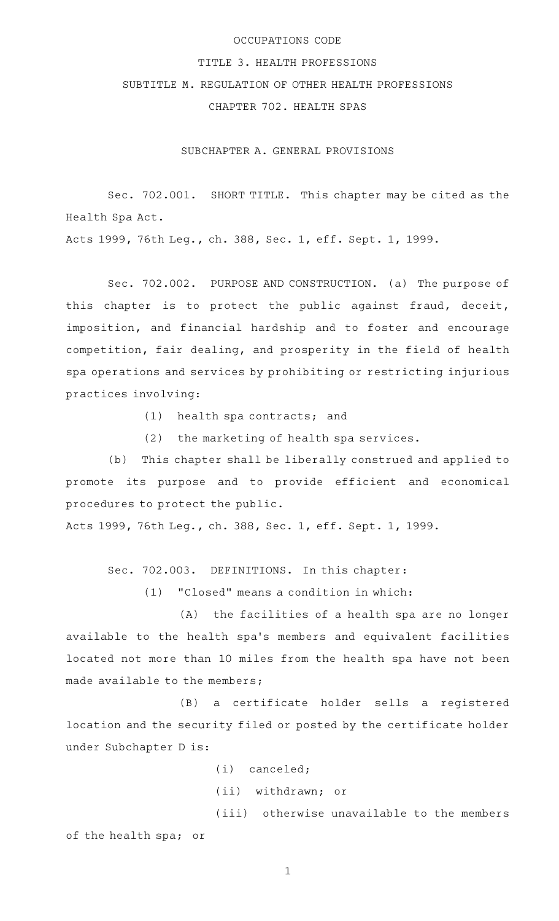OCCUPATIONS CODE

TITLE 3. HEALTH PROFESSIONS

SUBTITLE M. REGULATION OF OTHER HEALTH PROFESSIONS

CHAPTER 702. HEALTH SPAS

SUBCHAPTER A. GENERAL PROVISIONS

Sec. 702.001. SHORT TITLE. This chapter may be cited as the Health Spa Act.

Acts 1999, 76th Leg., ch. 388, Sec. 1, eff. Sept. 1, 1999.

Sec. 702.002. PURPOSE AND CONSTRUCTION. (a) The purpose of this chapter is to protect the public against fraud, deceit, imposition, and financial hardship and to foster and encourage competition, fair dealing, and prosperity in the field of health spa operations and services by prohibiting or restricting injurious practices involving:

(1) health spa contracts; and

(2) the marketing of health spa services.

(b) This chapter shall be liberally construed and applied to promote its purpose and to provide efficient and economical procedures to protect the public.

Acts 1999, 76th Leg., ch. 388, Sec. 1, eff. Sept. 1, 1999.

Sec. 702.003. DEFINITIONS. In this chapter:

(1) "Closed" means a condition in which:

(A) the facilities of a health spa are no longer available to the health spa's members and equivalent facilities located not more than 10 miles from the health spa have not been made available to the members;

(B) a certificate holder sells a registered location and the security filed or posted by the certificate holder under Subchapter D is:

(i) canceled;

(ii) withdrawn; or

(iii) otherwise unavailable to the members of the health spa; or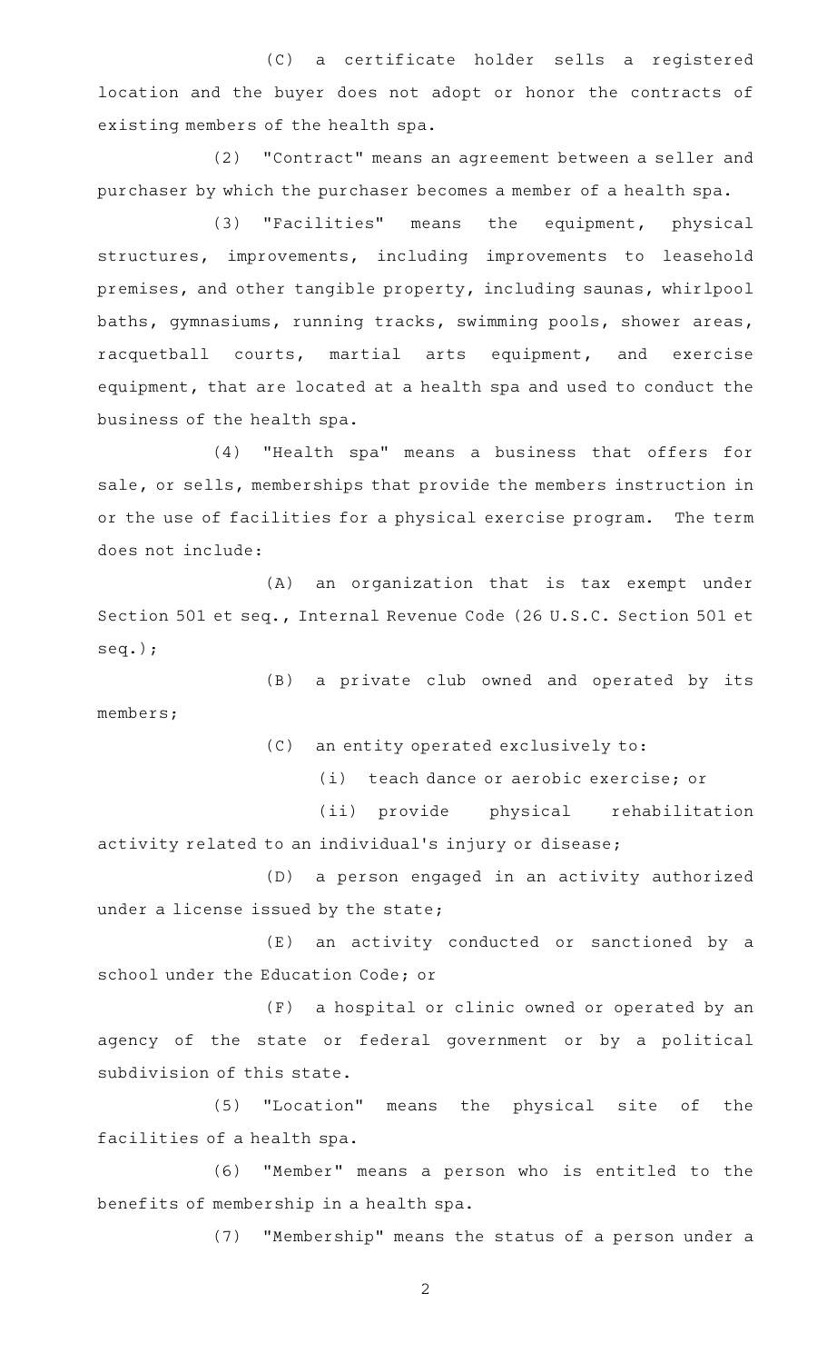(C) a certificate holder sells a registered location and the buyer does not adopt or honor the contracts of existing members of the health spa.

(2) "Contract" means an agreement between a seller and purchaser by which the purchaser becomes a member of a health spa.

(3) "Facilities" means the equipment, physical structures, improvements, including improvements to leasehold premises, and other tangible property, including saunas, whirlpool baths, gymnasiums, running tracks, swimming pools, shower areas, racquetball courts, martial arts equipment, and exercise equipment, that are located at a health spa and used to conduct the business of the health spa.

(4) "Health spa" means a business that offers for sale, or sells, memberships that provide the members instruction in or the use of facilities for a physical exercise program. The term does not include:

(A) an organization that is tax exempt under Section 501 et seq., Internal Revenue Code (26 U.S.C. Section 501 et seq.);

(B) a private club owned and operated by its members;

(C) an entity operated exclusively to:

(i) teach dance or aerobic exercise; or

(ii) provide physical rehabilitation activity related to an individual's injury or disease;

(D) a person engaged in an activity authorized under a license issued by the state;

(E) an activity conducted or sanctioned by a school under the Education Code; or

(F) a hospital or clinic owned or operated by an agency of the state or federal government or by a political subdivision of this state.

(5) "Location" means the physical site of the facilities of a health spa.

(6) "Member" means a person who is entitled to the benefits of membership in a health spa.

(7) "Membership" means the status of a person under a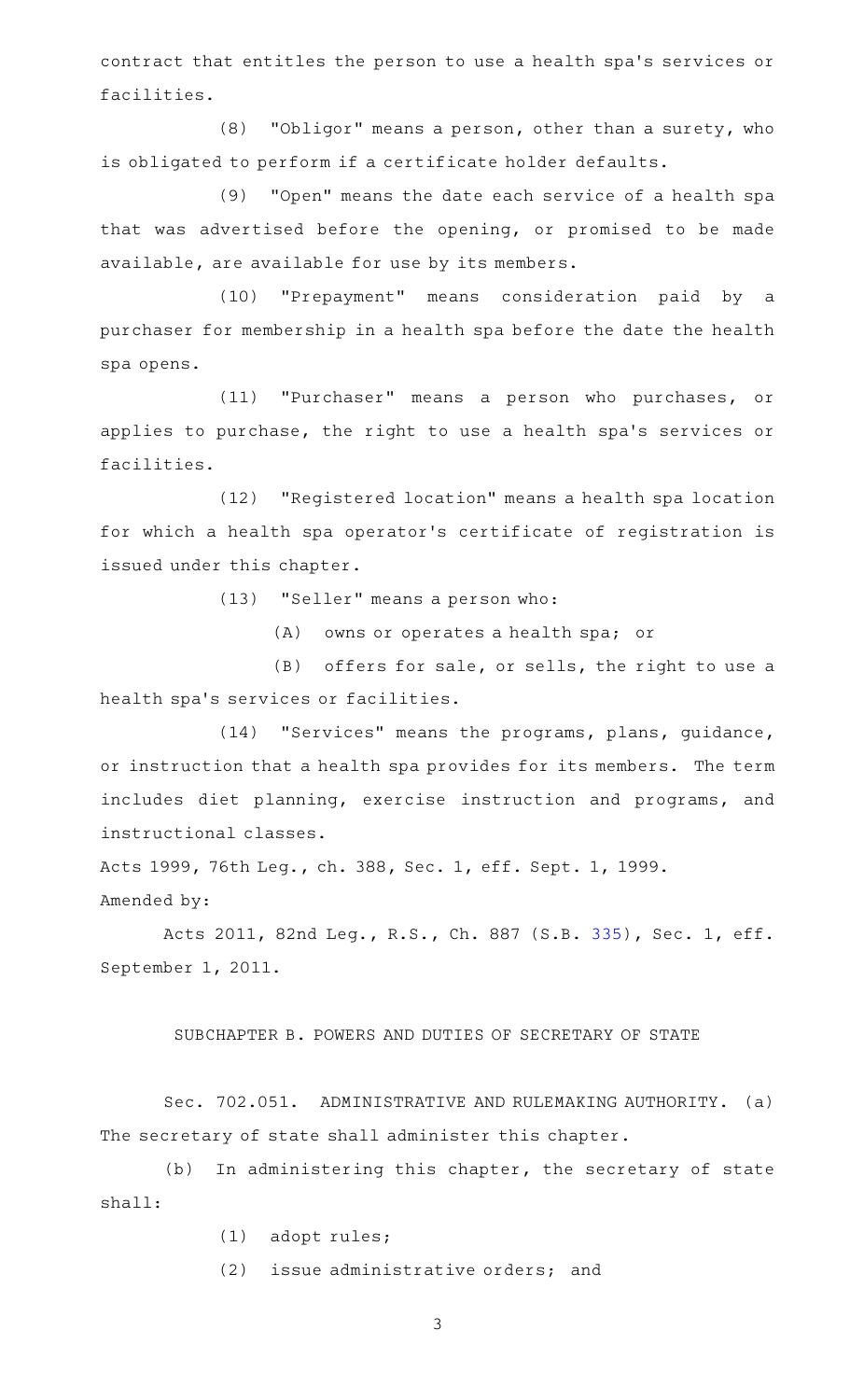contract that entitles the person to use a health spa's services or facilities.

(8) "Obligor" means a person, other than a surety, who is obligated to perform if a certificate holder defaults.

(9) "Open" means the date each service of a health spa that was advertised before the opening, or promised to be made available, are available for use by its members.

(10) "Prepayment" means consideration paid by a purchaser for membership in a health spa before the date the health spa opens.

(11) "Purchaser" means a person who purchases, or applies to purchase, the right to use a health spa's services or facilities.

(12) "Registered location" means a health spa location for which a health spa operator's certificate of registration is issued under this chapter.

(13) "Seller" means a person who:

(A) owns or operates a health spa; or

(B) offers for sale, or sells, the right to use a health spa's services or facilities.

(14) "Services" means the programs, plans, guidance, or instruction that a health spa provides for its members. The term includes diet planning, exercise instruction and programs, and instructional classes.

Acts 1999, 76th Leg., ch. 388, Sec. 1, eff. Sept. 1, 1999.

Amended by:

Acts 2011, 82nd Leg., R.S., Ch. 887 (S.B. 335), Sec. 1, eff. September 1, 2011.

## SUBCHAPTER B. POWERS AND DUTIES OF SECRETARY OF STATE

Sec. 702.051. ADMINISTRATIVE AND RULEMAKING AUTHORITY. (a) The secretary of state shall administer this chapter.

(b) In administering this chapter, the secretary of state shall:

(1) adopt rules;

(2) issue administrative orders; and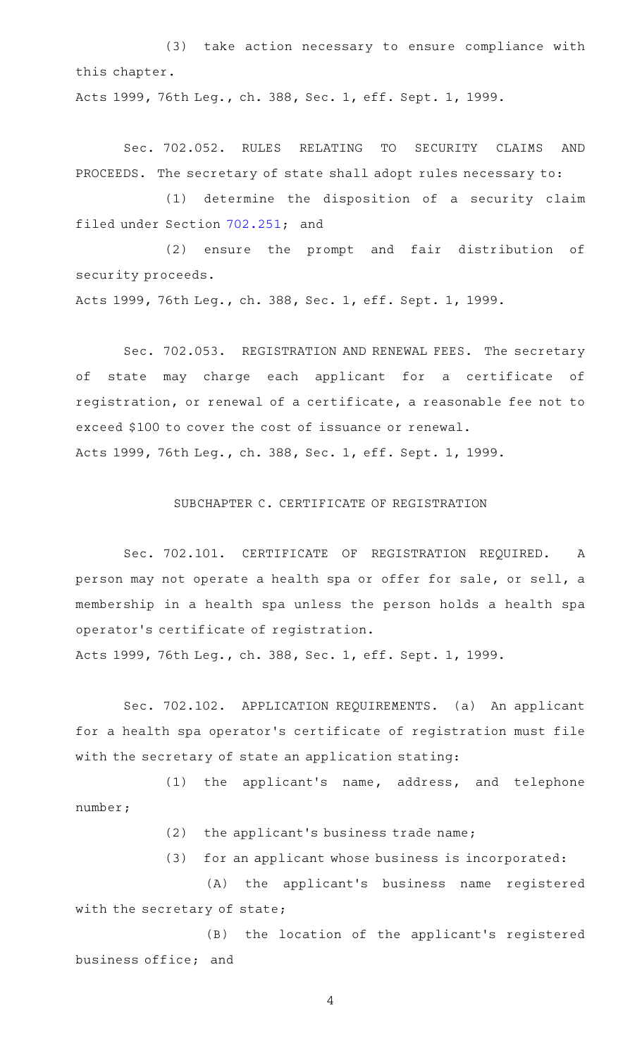(3) take action necessary to ensure compliance with this chapter.

Acts 1999, 76th Leg., ch. 388, Sec. 1, eff. Sept. 1, 1999.

Sec. 702.052. RULES RELATING TO SECURITY CLAIMS AND PROCEEDS. The secretary of state shall adopt rules necessary to:

(1) determine the disposition of a security claim filed under Section 702.251; and

(2) ensure the prompt and fair distribution of security proceeds.

Acts 1999, 76th Leg., ch. 388, Sec. 1, eff. Sept. 1, 1999.

Sec. 702.053. REGISTRATION AND RENEWAL FEES. The secretary of state may charge each applicant for a certificate of registration, or renewal of a certificate, a reasonable fee not to exceed $100 to cover the cost of issuance or renewal.

Acts 1999, 76th Leg., ch. 388, Sec. 1, eff. Sept. 1, 1999.

## SUBCHAPTER C. CERTIFICATE OF REGISTRATION

Sec. 702.101. CERTIFICATE OF REGISTRATION REQUIRED. A person may not operate a health spa or offer for sale, or sell, a membership in a health spa unless the person holds a health spa operator's certificate of registration.

Acts 1999, 76th Leg., ch. 388, Sec. 1, eff. Sept. 1, 1999.

Sec. 702.102. APPLICATION REQUIREMENTS. (a) An applicant for a health spa operator's certificate of registration must file with the secretary of state an application stating:

(1) the applicant's name, address, and telephone number;

(2) the applicant's business trade name;

(3) for an applicant whose business is incorporated:

(A) the applicant's business name registered with the secretary of state;

(B) the location of the applicant's registered business office; and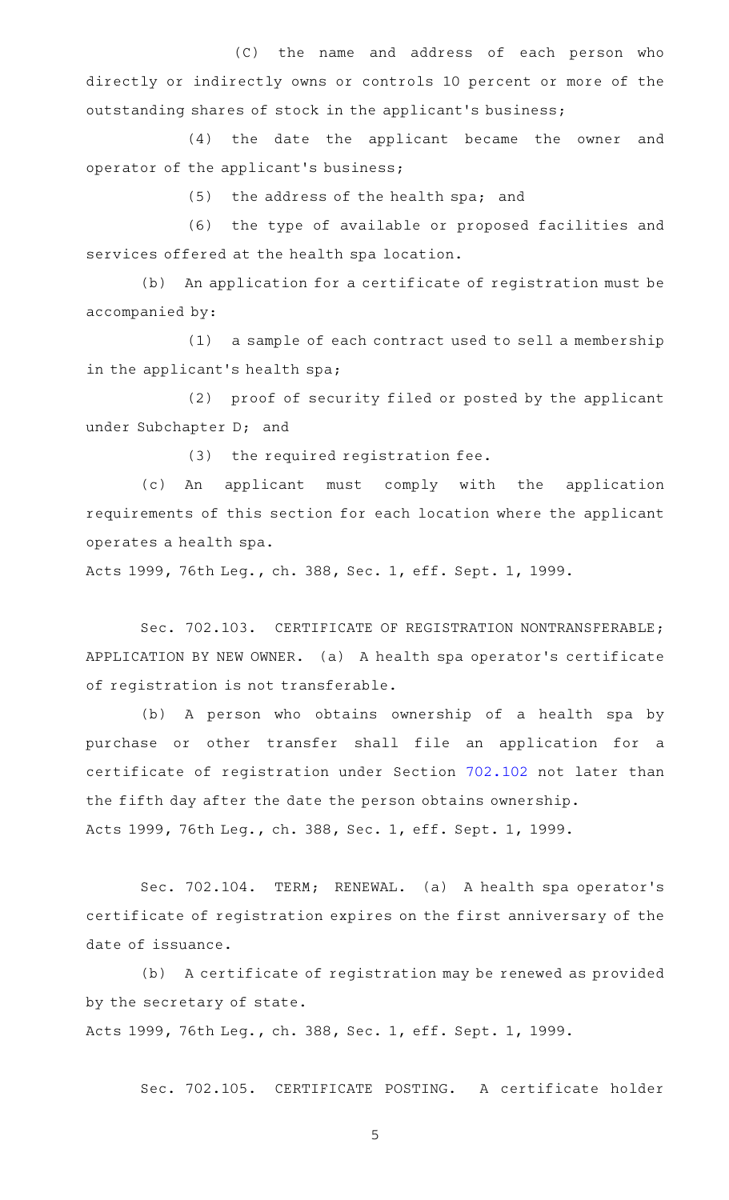(C) the name and address of each person who directly or indirectly owns or controls 10 percent or more of the outstanding shares of stock in the applicant's business;

(4) the date the applicant became the owner and operator of the applicant's business;

(5) the address of the health spa; and

(6) the type of available or proposed facilities and services offered at the health spa location.

(b) An application for a certificate of registration must be accompanied by:

(1) a sample of each contract used to sell a membership in the applicant's health spa;

(2) proof of security filed or posted by the applicant under Subchapter D; and

(3) the required registration fee.

(c) An applicant must comply with the application requirements of this section for each location where the applicant operates a health spa.

Acts 1999, 76th Leg., ch. 388, Sec. 1, eff. Sept. 1, 1999.

Sec. 702.103. CERTIFICATE OF REGISTRATION NONTRANSFERABLE; APPLICATION BY NEW OWNER. (a) A health spa operator's certificate of registration is not transferable.

(b) A person who obtains ownership of a health spa by purchase or other transfer shall file an application for a certificate of registration under Section 702.102 not later than the fifth day after the date the person obtains ownership.

Acts 1999, 76th Leg., ch. 388, Sec. 1, eff. Sept. 1, 1999.

Sec. 702.104. TERM; RENEWAL. (a) A health spa operator's certificate of registration expires on the first anniversary of the date of issuance.

(b) A certificate of registration may be renewed as provided by the secretary of state.

Acts 1999, 76th Leg., ch. 388, Sec. 1, eff. Sept. 1, 1999.

Sec. 702.105. CERTIFICATE POSTING. A certificate holder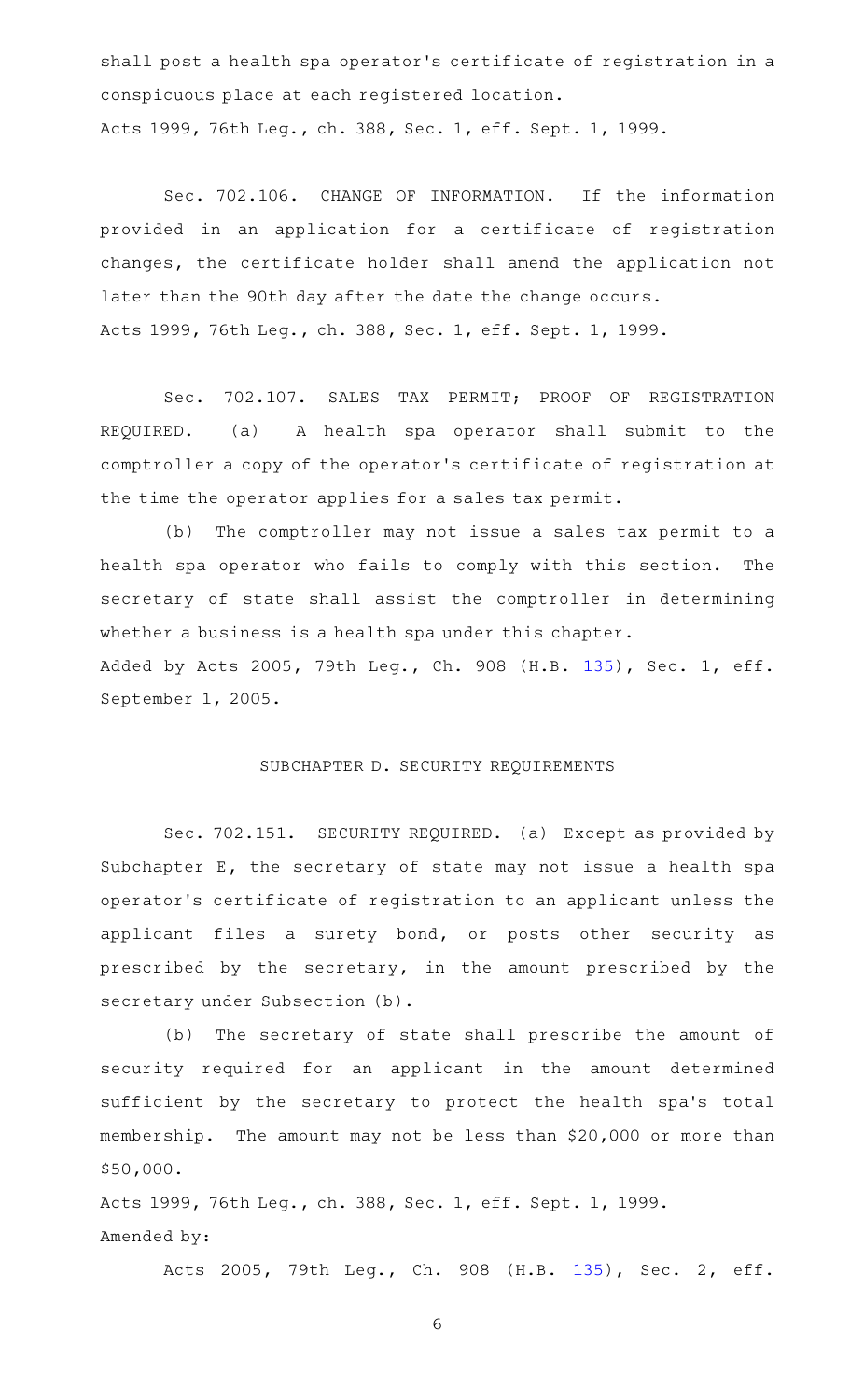shall post a health spa operator's certificate of registration in a conspicuous place at each registered location.
Acts 1999, 76th Leg., ch. 388, Sec. 1, eff. Sept. 1, 1999.

Sec. 702.106. CHANGE OF INFORMATION. If the information provided in an application for a certificate of registration changes, the certificate holder shall amend the application not later than the 90th day after the date the change occurs.
Acts 1999, 76th Leg., ch. 388, Sec. 1, eff. Sept. 1, 1999.

Sec. 702.107. SALES TAX PERMIT; PROOF OF REGISTRATION REQUIRED. (a) A health spa operator shall submit to the comptroller a copy of the operator's certificate of registration at the time the operator applies for a sales tax permit.

(b) The comptroller may not issue a sales tax permit to a health spa operator who fails to comply with this section. The secretary of state shall assist the comptroller in determining whether a business is a health spa under this chapter.
Added by Acts 2005, 79th Leg., Ch. 908 (H.B. 135), Sec. 1, eff. September 1, 2005.

## SUBCHAPTER D. SECURITY REQUIREMENTS

Sec. 702.151. SECURITY REQUIRED. (a) Except as provided by Subchapter E, the secretary of state may not issue a health spa operator's certificate of registration to an applicant unless the applicant files a surety bond, or posts other security as prescribed by the secretary, in the amount prescribed by the secretary under Subsection (b).

(b) The secretary of state shall prescribe the amount of security required for an applicant in the amount determined sufficient by the secretary to protect the health spa's total membership. The amount may not be less than $20,000 or more than $50,000.
Acts 1999, 76th Leg., ch. 388, Sec. 1, eff. Sept. 1, 1999.
Amended by:

Acts 2005, 79th Leg., Ch. 908 (H.B. 135), Sec. 2, eff.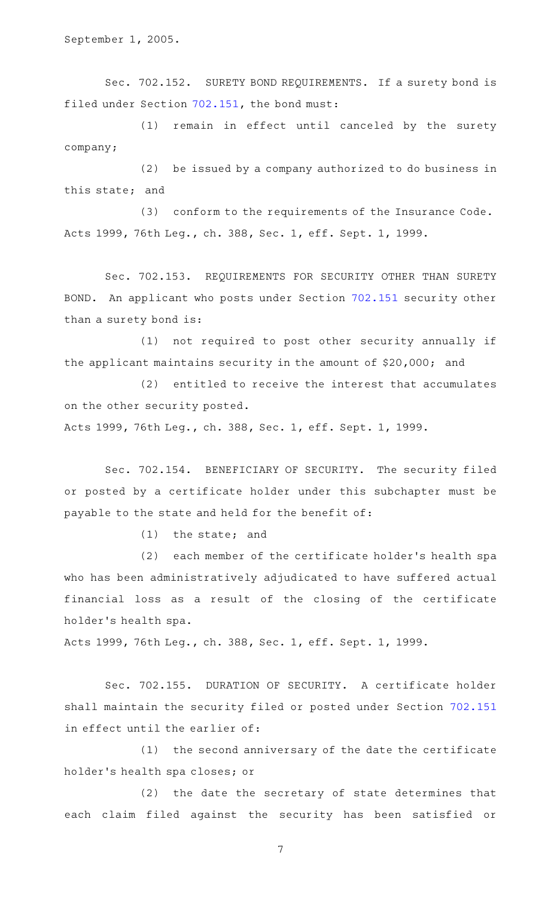September 1, 2005.

Sec. 702.152. SURETY BOND REQUIREMENTS. If a surety bond is filed under Section 702.151, the bond must:

(1) remain in effect until canceled by the surety company;

(2) be issued by a company authorized to do business in this state; and

(3) conform to the requirements of the Insurance Code.

Acts 1999, 76th Leg., ch. 388, Sec. 1, eff. Sept. 1, 1999.

Sec. 702.153. REQUIREMENTS FOR SECURITY OTHER THAN SURETY BOND. An applicant who posts under Section 702.151 security other than a surety bond is:

(1) not required to post other security annually if the applicant maintains security in the amount of $20,000; and

(2) entitled to receive the interest that accumulates on the other security posted.

Acts 1999, 76th Leg., ch. 388, Sec. 1, eff. Sept. 1, 1999.

Sec. 702.154. BENEFICIARY OF SECURITY. The security filed or posted by a certificate holder under this subchapter must be payable to the state and held for the benefit of:

(1) the state; and

(2) each member of the certificate holder's health spa who has been administratively adjudicated to have suffered actual financial loss as a result of the closing of the certificate holder's health spa.

Acts 1999, 76th Leg., ch. 388, Sec. 1, eff. Sept. 1, 1999.

Sec. 702.155. DURATION OF SECURITY. A certificate holder shall maintain the security filed or posted under Section 702.151 in effect until the earlier of:

(1) the second anniversary of the date the certificate holder's health spa closes; or

(2) the date the secretary of state determines that each claim filed against the security has been satisfied or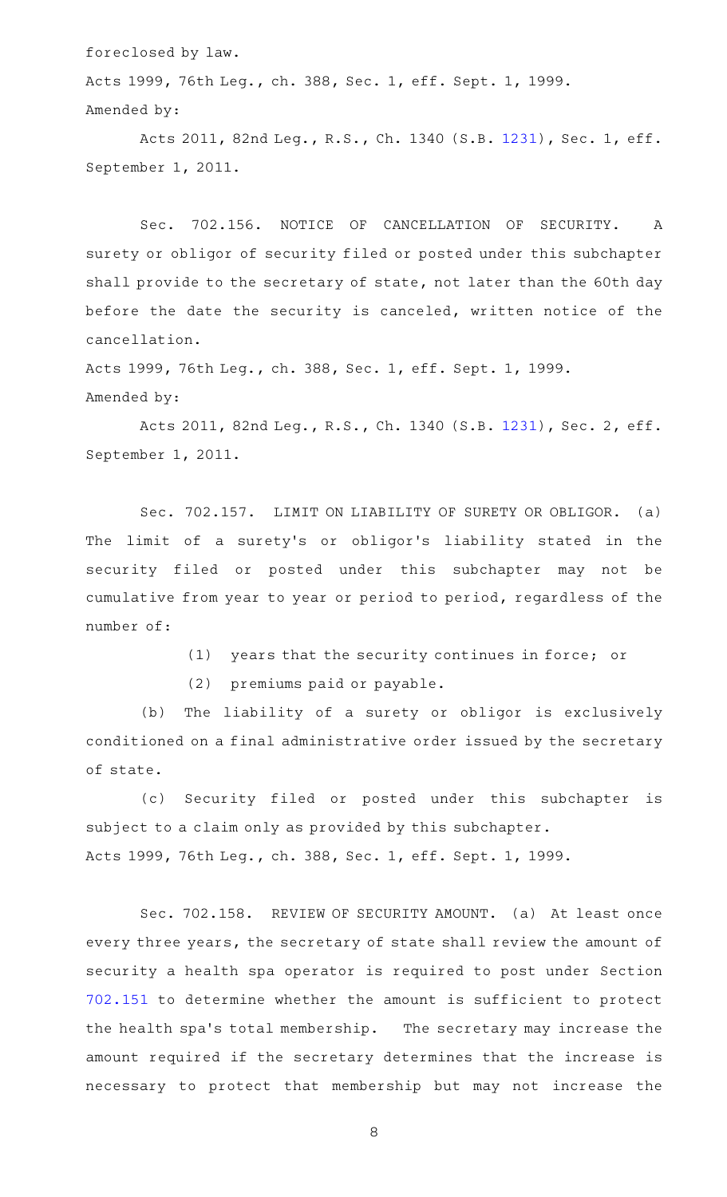foreclosed by law.

Acts 1999, 76th Leg., ch. 388, Sec. 1, eff. Sept. 1, 1999.

Amended by:

Acts 2011, 82nd Leg., R.S., Ch. 1340 (S.B. 1231), Sec. 1, eff. September 1, 2011.

Sec. 702.156. NOTICE OF CANCELLATION OF SECURITY. A surety or obligor of security filed or posted under this subchapter shall provide to the secretary of state, not later than the 60th day before the date the security is canceled, written notice of the cancellation.

Acts 1999, 76th Leg., ch. 388, Sec. 1, eff. Sept. 1, 1999.

Amended by:

Acts 2011, 82nd Leg., R.S., Ch. 1340 (S.B. 1231), Sec. 2, eff. September 1, 2011.

Sec. 702.157. LIMIT ON LIABILITY OF SURETY OR OBLIGOR. (a) The limit of a surety's or obligor's liability stated in the security filed or posted under this subchapter may not be cumulative from year to year or period to period, regardless of the number of:

(1) years that the security continues in force; or

(2) premiums paid or payable.

(b) The liability of a surety or obligor is exclusively conditioned on a final administrative order issued by the secretary of state.

(c) Security filed or posted under this subchapter is subject to a claim only as provided by this subchapter.

Acts 1999, 76th Leg., ch. 388, Sec. 1, eff. Sept. 1, 1999.

Sec. 702.158. REVIEW OF SECURITY AMOUNT. (a) At least once every three years, the secretary of state shall review the amount of security a health spa operator is required to post under Section 702.151 to determine whether the amount is sufficient to protect the health spa's total membership. The secretary may increase the amount required if the secretary determines that the increase is necessary to protect that membership but may not increase the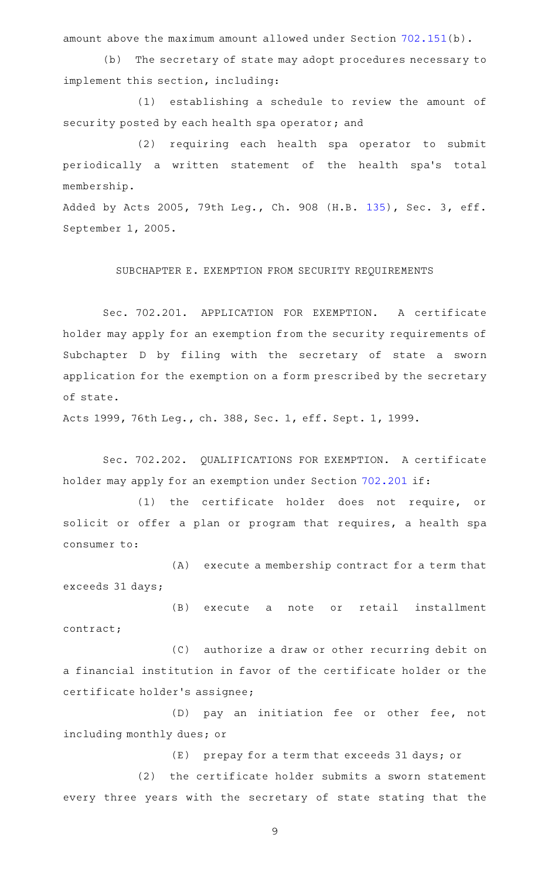amount above the maximum amount allowed under Section 702.151(b).

(b) The secretary of state may adopt procedures necessary to implement this section, including:

(1) establishing a schedule to review the amount of security posted by each health spa operator; and

(2) requiring each health spa operator to submit periodically a written statement of the health spa's total membership.

Added by Acts 2005, 79th Leg., Ch. 908 (H.B. 135), Sec. 3, eff. September 1, 2005.

## SUBCHAPTER E. EXEMPTION FROM SECURITY REQUIREMENTS

Sec. 702.201. APPLICATION FOR EXEMPTION. A certificate holder may apply for an exemption from the security requirements of Subchapter D by filing with the secretary of state a sworn application for the exemption on a form prescribed by the secretary of state.

Acts 1999, 76th Leg., ch. 388, Sec. 1, eff. Sept. 1, 1999.

Sec. 702.202. QUALIFICATIONS FOR EXEMPTION. A certificate holder may apply for an exemption under Section 702.201 if:

(1) the certificate holder does not require, or solicit or offer a plan or program that requires, a health spa consumer to:

(A) execute a membership contract for a term that exceeds 31 days;

(B) execute a note or retail installment contract;

(C) authorize a draw or other recurring debit on a financial institution in favor of the certificate holder or the certificate holder's assignee;

(D) pay an initiation fee or other fee, not including monthly dues; or

(E) prepay for a term that exceeds 31 days; or

(2) the certificate holder submits a sworn statement every three years with the secretary of state stating that the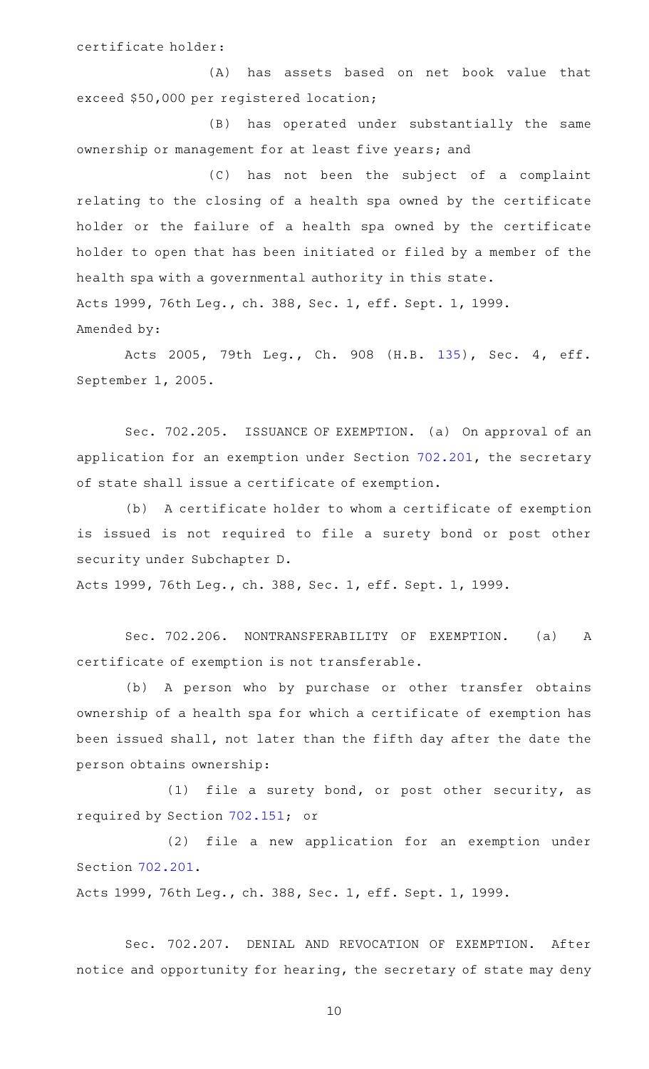certificate holder:

(A) has assets based on net book value that exceed $50,000 per registered location;

(B) has operated under substantially the same ownership or management for at least five years; and

(C) has not been the subject of a complaint relating to the closing of a health spa owned by the certificate holder or the failure of a health spa owned by the certificate holder to open that has been initiated or filed by a member of the health spa with a governmental authority in this state.

Acts 1999, 76th Leg., ch. 388, Sec. 1, eff. Sept. 1, 1999.

Amended by:

Acts 2005, 79th Leg., Ch. 908 (H.B. 135), Sec. 4, eff. September 1, 2005.

Sec. 702.205. ISSUANCE OF EXEMPTION. (a) On approval of an application for an exemption under Section 702.201, the secretary of state shall issue a certificate of exemption.

(b) A certificate holder to whom a certificate of exemption is issued is not required to file a surety bond or post other security under Subchapter D.

Acts 1999, 76th Leg., ch. 388, Sec. 1, eff. Sept. 1, 1999.

Sec. 702.206. NONTRANSFERABILITY OF EXEMPTION. (a) A certificate of exemption is not transferable.

(b) A person who by purchase or other transfer obtains ownership of a health spa for which a certificate of exemption has been issued shall, not later than the fifth day after the date the person obtains ownership:

(1) file a surety bond, or post other security, as required by Section 702.151; or

(2) file a new application for an exemption under Section 702.201.

Acts 1999, 76th Leg., ch. 388, Sec. 1, eff. Sept. 1, 1999.

Sec. 702.207. DENIAL AND REVOCATION OF EXEMPTION. After notice and opportunity for hearing, the secretary of state may deny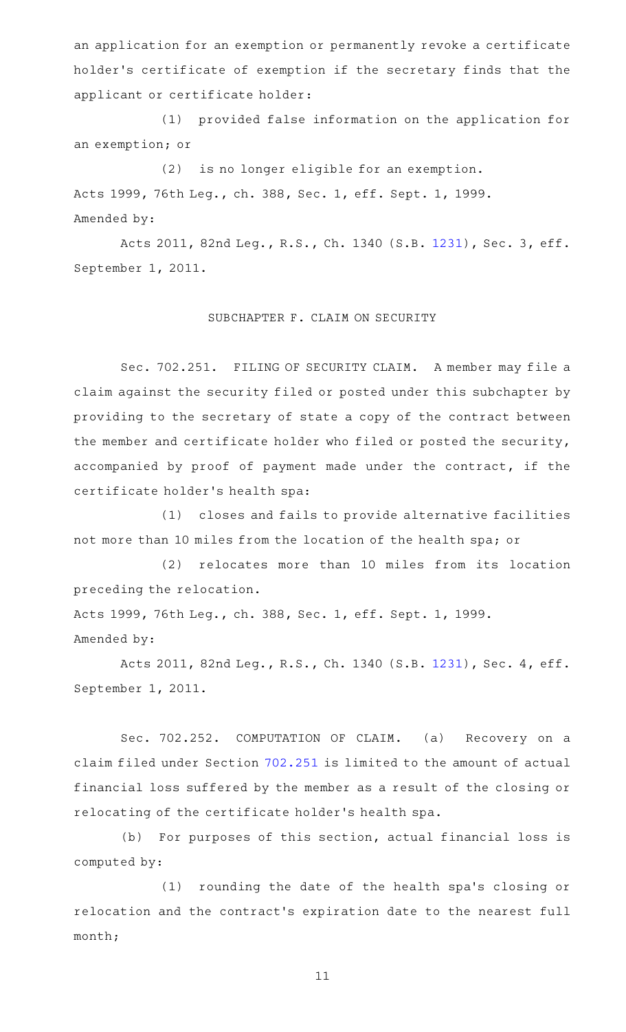an application for an exemption or permanently revoke a certificate holder's certificate of exemption if the secretary finds that the applicant or certificate holder:

(1) provided false information on the application for an exemption; or

(2) is no longer eligible for an exemption.

Acts 1999, 76th Leg., ch. 388, Sec. 1, eff. Sept. 1, 1999.

Amended by:

Acts 2011, 82nd Leg., R.S., Ch. 1340 (S.B. 1231), Sec. 3, eff. September 1, 2011.

## SUBCHAPTER F. CLAIM ON SECURITY

Sec. 702.251. FILING OF SECURITY CLAIM. A member may file a claim against the security filed or posted under this subchapter by providing to the secretary of state a copy of the contract between the member and certificate holder who filed or posted the security, accompanied by proof of payment made under the contract, if the certificate holder's health spa:

(1) closes and fails to provide alternative facilities not more than 10 miles from the location of the health spa; or

(2) relocates more than 10 miles from its location preceding the relocation.

Acts 1999, 76th Leg., ch. 388, Sec. 1, eff. Sept. 1, 1999.

Amended by:

Acts 2011, 82nd Leg., R.S., Ch. 1340 (S.B. 1231), Sec. 4, eff. September 1, 2011.

Sec. 702.252. COMPUTATION OF CLAIM. (a) Recovery on a claim filed under Section 702.251 is limited to the amount of actual financial loss suffered by the member as a result of the closing or relocating of the certificate holder's health spa.

(b) For purposes of this section, actual financial loss is computed by:

(1) rounding the date of the health spa's closing or relocation and the contract's expiration date to the nearest full month;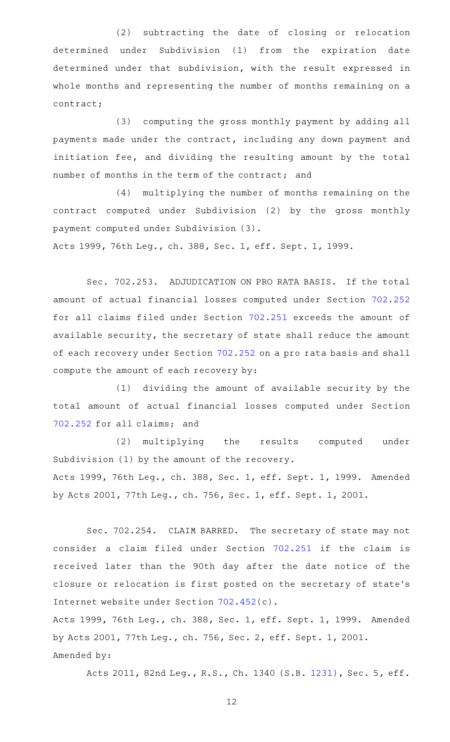(2) subtracting the date of closing or relocation determined under Subdivision (1) from the expiration date determined under that subdivision, with the result expressed in whole months and representing the number of months remaining on a contract;

(3) computing the gross monthly payment by adding all payments made under the contract, including any down payment and initiation fee, and dividing the resulting amount by the total number of months in the term of the contract; and

(4) multiplying the number of months remaining on the contract computed under Subdivision (2) by the gross monthly payment computed under Subdivision (3).

Acts 1999, 76th Leg., ch. 388, Sec. 1, eff. Sept. 1, 1999.

Sec. 702.253. ADJUDICATION ON PRO RATA BASIS. If the total amount of actual financial losses computed under Section 702.252 for all claims filed under Section 702.251 exceeds the amount of available security, the secretary of state shall reduce the amount of each recovery under Section 702.252 on a pro rata basis and shall compute the amount of each recovery by:

(1) dividing the amount of available security by the total amount of actual financial losses computed under Section 702.252 for all claims; and

(2) multiplying the results computed under Subdivision (1) by the amount of the recovery.

Acts 1999, 76th Leg., ch. 388, Sec. 1, eff. Sept. 1, 1999. Amended by Acts 2001, 77th Leg., ch. 756, Sec. 1, eff. Sept. 1, 2001.

Sec. 702.254. CLAIM BARRED. The secretary of state may not consider a claim filed under Section 702.251 if the claim is received later than the 90th day after the date notice of the closure or relocation is first posted on the secretary of state's Internet website under Section 702.452(c).

Acts 1999, 76th Leg., ch. 388, Sec. 1, eff. Sept. 1, 1999. Amended by Acts 2001, 77th Leg., ch. 756, Sec. 2, eff. Sept. 1, 2001.

Amended by:

Acts 2011, 82nd Leg., R.S., Ch. 1340 (S.B. 1231), Sec. 5, eff.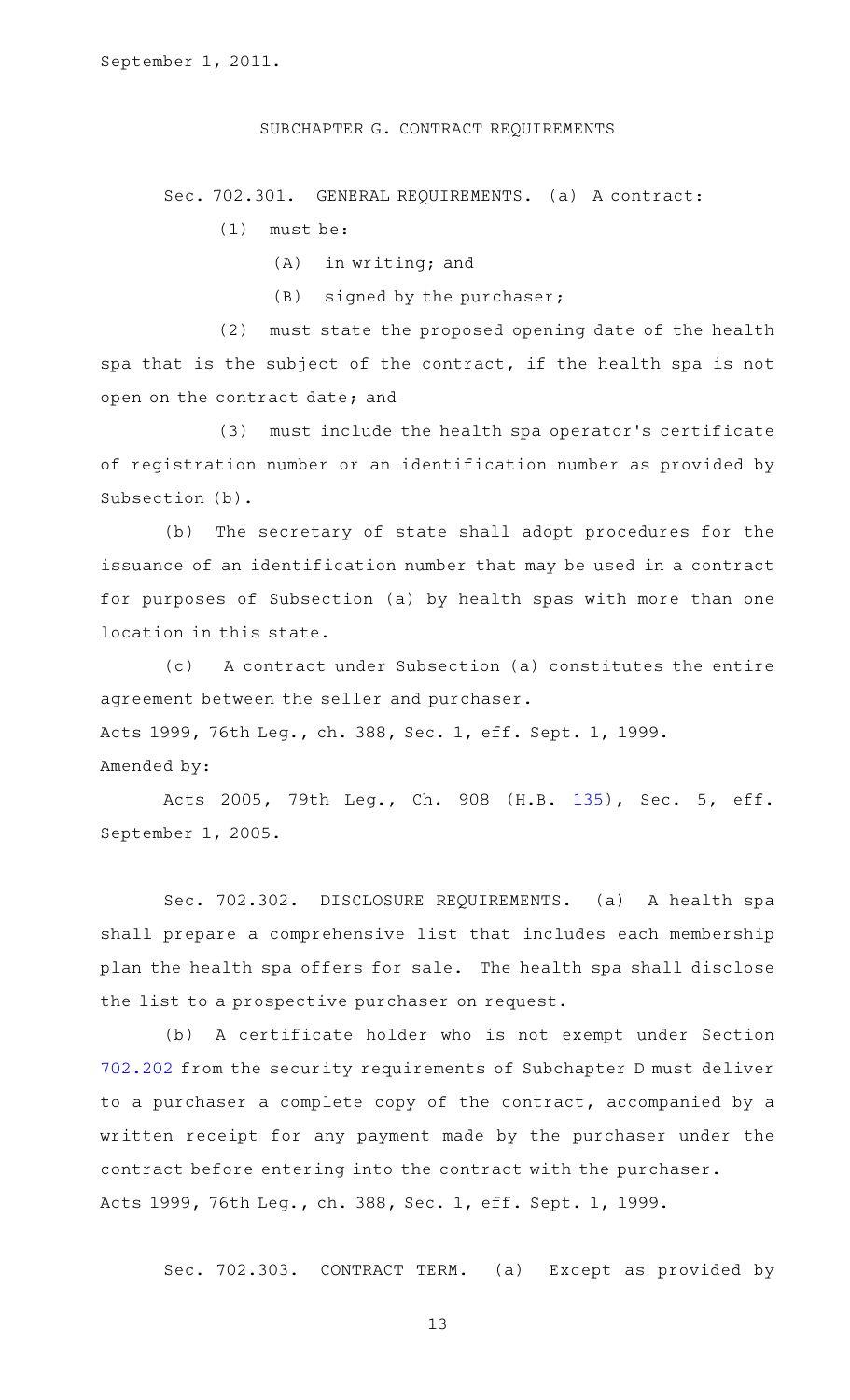September 1, 2011.

## SUBCHAPTER G. CONTRACT REQUIREMENTS

Sec. 702.301. GENERAL REQUIREMENTS. (a) A contract:

(1) must be:

(A) in writing; and

(B) signed by the purchaser;

(2) must state the proposed opening date of the health spa that is the subject of the contract, if the health spa is not open on the contract date; and

(3) must include the health spa operator's certificate of registration number or an identification number as provided by Subsection (b).

(b) The secretary of state shall adopt procedures for the issuance of an identification number that may be used in a contract for purposes of Subsection (a) by health spas with more than one location in this state.

(c) A contract under Subsection (a) constitutes the entire agreement between the seller and purchaser.

Acts 1999, 76th Leg., ch. 388, Sec. 1, eff. Sept. 1, 1999.

Amended by:

Acts 2005, 79th Leg., Ch. 908 (H.B. 135), Sec. 5, eff. September 1, 2005.

Sec. 702.302. DISCLOSURE REQUIREMENTS. (a) A health spa shall prepare a comprehensive list that includes each membership plan the health spa offers for sale. The health spa shall disclose the list to a prospective purchaser on request.

(b) A certificate holder who is not exempt under Section 702.202 from the security requirements of Subchapter D must deliver to a purchaser a complete copy of the contract, accompanied by a written receipt for any payment made by the purchaser under the contract before entering into the contract with the purchaser.

Acts 1999, 76th Leg., ch. 388, Sec. 1, eff. Sept. 1, 1999.

Sec. 702.303. CONTRACT TERM. (a) Except as provided by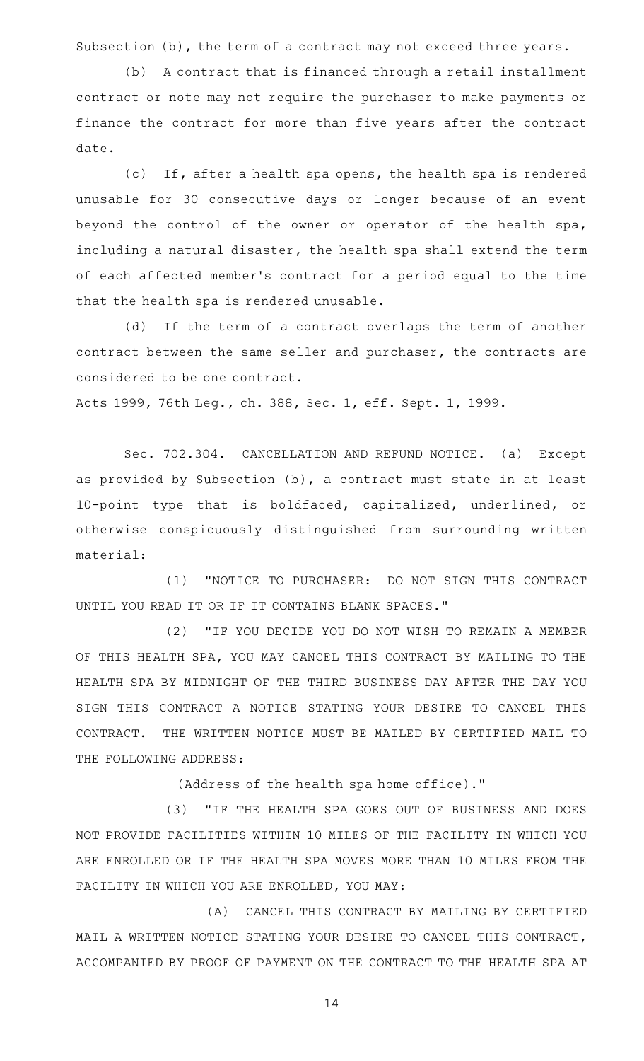Subsection (b), the term of a contract may not exceed three years.

(b) A contract that is financed through a retail installment contract or note may not require the purchaser to make payments or finance the contract for more than five years after the contract date.

(c) If, after a health spa opens, the health spa is rendered unusable for 30 consecutive days or longer because of an event beyond the control of the owner or operator of the health spa, including a natural disaster, the health spa shall extend the term of each affected member's contract for a period equal to the time that the health spa is rendered unusable.

(d) If the term of a contract overlaps the term of another contract between the same seller and purchaser, the contracts are considered to be one contract.

Acts 1999, 76th Leg., ch. 388, Sec. 1, eff. Sept. 1, 1999.

Sec. 702.304. CANCELLATION AND REFUND NOTICE. (a) Except as provided by Subsection (b), a contract must state in at least 10-point type that is boldfaced, capitalized, underlined, or otherwise conspicuously distinguished from surrounding written material:

(1) "NOTICE TO PURCHASER: DO NOT SIGN THIS CONTRACT UNTIL YOU READ IT OR IF IT CONTAINS BLANK SPACES."

(2) "IF YOU DECIDE YOU DO NOT WISH TO REMAIN A MEMBER OF THIS HEALTH SPA, YOU MAY CANCEL THIS CONTRACT BY MAILING TO THE HEALTH SPA BY MIDNIGHT OF THE THIRD BUSINESS DAY AFTER THE DAY YOU SIGN THIS CONTRACT A NOTICE STATING YOUR DESIRE TO CANCEL THIS CONTRACT. THE WRITTEN NOTICE MUST BE MAILED BY CERTIFIED MAIL TO THE FOLLOWING ADDRESS:

(Address of the health spa home office)."

(3) "IF THE HEALTH SPA GOES OUT OF BUSINESS AND DOES NOT PROVIDE FACILITIES WITHIN 10 MILES OF THE FACILITY IN WHICH YOU ARE ENROLLED OR IF THE HEALTH SPA MOVES MORE THAN 10 MILES FROM THE FACILITY IN WHICH YOU ARE ENROLLED, YOU MAY:

(A) CANCEL THIS CONTRACT BY MAILING BY CERTIFIED MAIL A WRITTEN NOTICE STATING YOUR DESIRE TO CANCEL THIS CONTRACT, ACCOMPANIED BY PROOF OF PAYMENT ON THE CONTRACT TO THE HEALTH SPA AT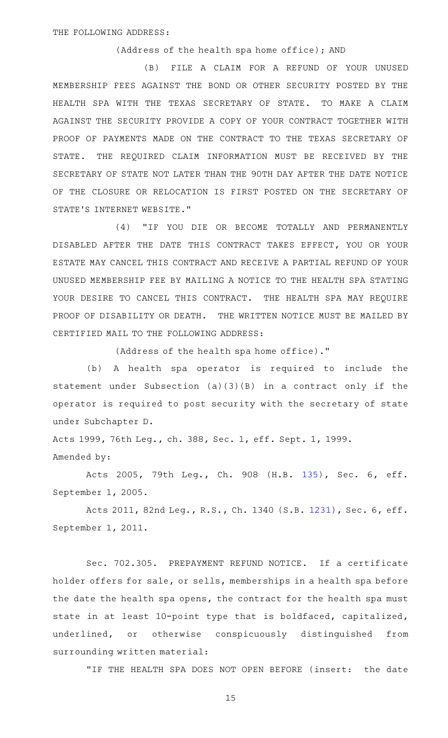THE FOLLOWING ADDRESS:

(Address of the health spa home office); AND

(B) FILE A CLAIM FOR A REFUND OF YOUR UNUSED MEMBERSHIP FEES AGAINST THE BOND OR OTHER SECURITY POSTED BY THE HEALTH SPA WITH THE TEXAS SECRETARY OF STATE. TO MAKE A CLAIM AGAINST THE SECURITY PROVIDE A COPY OF YOUR CONTRACT TOGETHER WITH PROOF OF PAYMENTS MADE ON THE CONTRACT TO THE TEXAS SECRETARY OF STATE. THE REQUIRED CLAIM INFORMATION MUST BE RECEIVED BY THE SECRETARY OF STATE NOT LATER THAN THE 90TH DAY AFTER THE DATE NOTICE OF THE CLOSURE OR RELOCATION IS FIRST POSTED ON THE SECRETARY OF STATE'S INTERNET WEBSITE."

(4) "IF YOU DIE OR BECOME TOTALLY AND PERMANENTLY DISABLED AFTER THE DATE THIS CONTRACT TAKES EFFECT, YOU OR YOUR ESTATE MAY CANCEL THIS CONTRACT AND RECEIVE A PARTIAL REFUND OF YOUR UNUSED MEMBERSHIP FEE BY MAILING A NOTICE TO THE HEALTH SPA STATING YOUR DESIRE TO CANCEL THIS CONTRACT. THE HEALTH SPA MAY REQUIRE PROOF OF DISABILITY OR DEATH. THE WRITTEN NOTICE MUST BE MAILED BY CERTIFIED MAIL TO THE FOLLOWING ADDRESS:

(Address of the health spa home office)."

(b) A health spa operator is required to include the statement under Subsection (a)(3)(B) in a contract only if the operator is required to post security with the secretary of state under Subchapter D.

Acts 1999, 76th Leg., ch. 388, Sec. 1, eff. Sept. 1, 1999.
Amended by:

Acts 2005, 79th Leg., Ch. 908 (H.B. 135), Sec. 6, eff. September 1, 2005.

Acts 2011, 82nd Leg., R.S., Ch. 1340 (S.B. 1231), Sec. 6, eff. September 1, 2011.

Sec. 702.305. PREPAYMENT REFUND NOTICE. If a certificate holder offers for sale, or sells, memberships in a health spa before the date the health spa opens, the contract for the health spa must state in at least 10-point type that is boldfaced, capitalized, underlined, or otherwise conspicuously distinguished from surrounding written material:

"IF THE HEALTH SPA DOES NOT OPEN BEFORE (insert: the date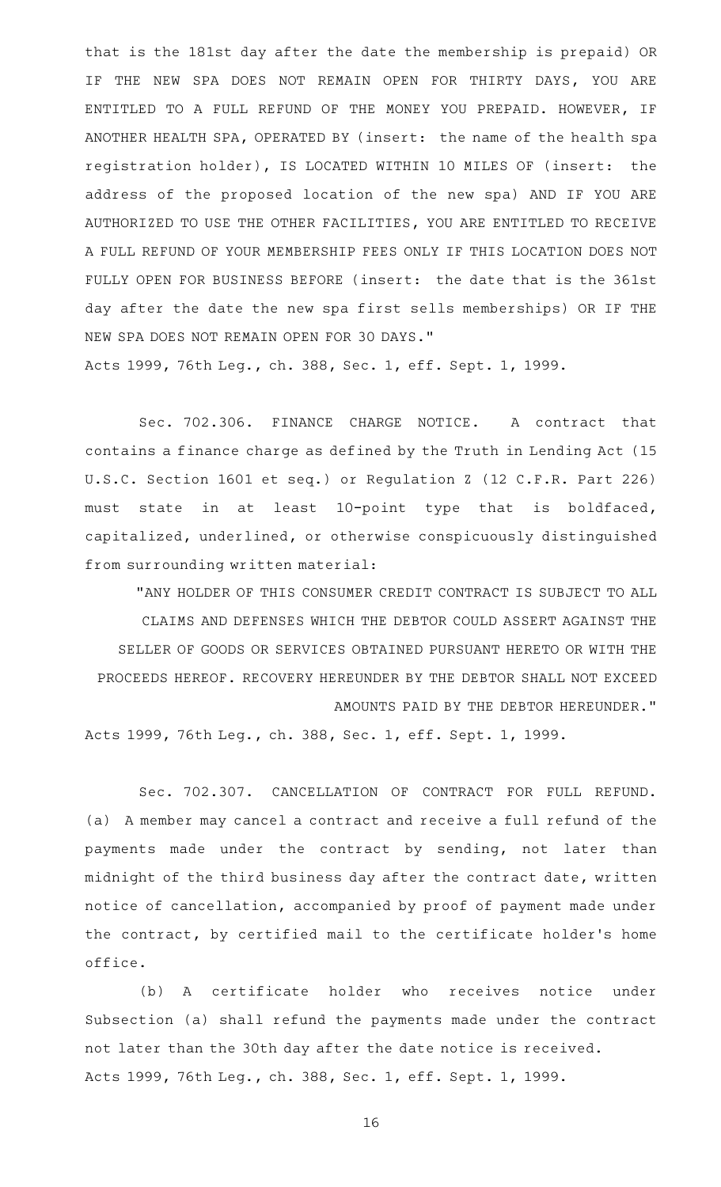that is the 181st day after the date the membership is prepaid) OR IF THE NEW SPA DOES NOT REMAIN OPEN FOR THIRTY DAYS, YOU ARE ENTITLED TO A FULL REFUND OF THE MONEY YOU PREPAID. HOWEVER, IF ANOTHER HEALTH SPA, OPERATED BY (insert: the name of the health spa registration holder), IS LOCATED WITHIN 10 MILES OF (insert: the address of the proposed location of the new spa) AND IF YOU ARE AUTHORIZED TO USE THE OTHER FACILITIES, YOU ARE ENTITLED TO RECEIVE A FULL REFUND OF YOUR MEMBERSHIP FEES ONLY IF THIS LOCATION DOES NOT FULLY OPEN FOR BUSINESS BEFORE (insert: the date that is the 361st day after the date the new spa first sells memberships) OR IF THE NEW SPA DOES NOT REMAIN OPEN FOR 30 DAYS."

Acts 1999, 76th Leg., ch. 388, Sec. 1, eff. Sept. 1, 1999.

Sec. 702.306. FINANCE CHARGE NOTICE. A contract that contains a finance charge as defined by the Truth in Lending Act (15 U.S.C. Section 1601 et seq.) or Regulation Z (12 C.F.R. Part 226) must state in at least 10-point type that is boldfaced, capitalized, underlined, or otherwise conspicuously distinguished from surrounding written material:

"ANY HOLDER OF THIS CONSUMER CREDIT CONTRACT IS SUBJECT TO ALL CLAIMS AND DEFENSES WHICH THE DEBTOR COULD ASSERT AGAINST THE SELLER OF GOODS OR SERVICES OBTAINED PURSUANT HERETO OR WITH THE PROCEEDS HEREOF. RECOVERY HEREUNDER BY THE DEBTOR SHALL NOT EXCEED AMOUNTS PAID BY THE DEBTOR HEREUNDER."

Acts 1999, 76th Leg., ch. 388, Sec. 1, eff. Sept. 1, 1999.

Sec. 702.307. CANCELLATION OF CONTRACT FOR FULL REFUND. (a) A member may cancel a contract and receive a full refund of the payments made under the contract by sending, not later than midnight of the third business day after the contract date, written notice of cancellation, accompanied by proof of payment made under the contract, by certified mail to the certificate holder's home office.

(b) A certificate holder who receives notice under Subsection (a) shall refund the payments made under the contract not later than the 30th day after the date notice is received.

Acts 1999, 76th Leg., ch. 388, Sec. 1, eff. Sept. 1, 1999.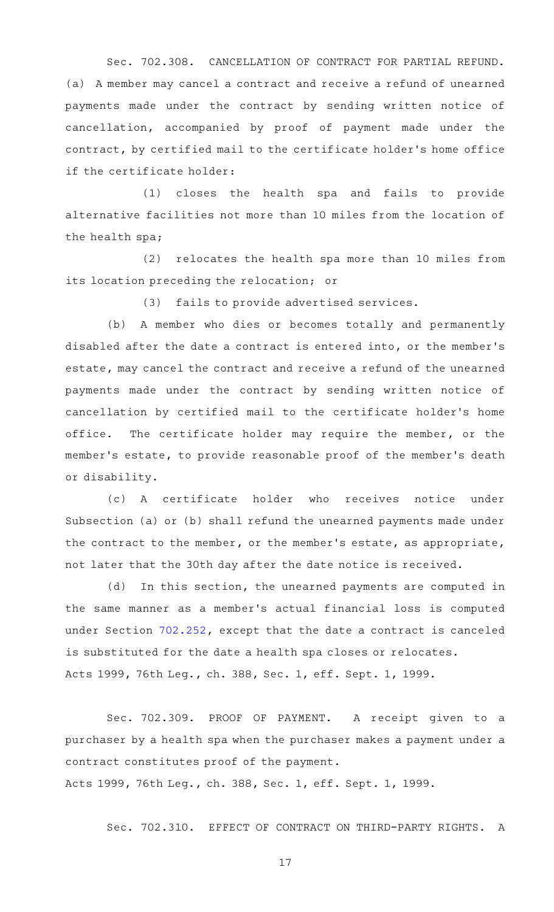Sec. 702.308. CANCELLATION OF CONTRACT FOR PARTIAL REFUND. (a) A member may cancel a contract and receive a refund of unearned payments made under the contract by sending written notice of cancellation, accompanied by proof of payment made under the contract, by certified mail to the certificate holder's home office if the certificate holder:

(1) closes the health spa and fails to provide alternative facilities not more than 10 miles from the location of the health spa;

(2) relocates the health spa more than 10 miles from its location preceding the relocation; or

(3) fails to provide advertised services.

(b) A member who dies or becomes totally and permanently disabled after the date a contract is entered into, or the member's estate, may cancel the contract and receive a refund of the unearned payments made under the contract by sending written notice of cancellation by certified mail to the certificate holder's home office. The certificate holder may require the member, or the member's estate, to provide reasonable proof of the member's death or disability.

(c) A certificate holder who receives notice under Subsection (a) or (b) shall refund the unearned payments made under the contract to the member, or the member's estate, as appropriate, not later that the 30th day after the date notice is received.

(d) In this section, the unearned payments are computed in the same manner as a member's actual financial loss is computed under Section 702.252, except that the date a contract is canceled is substituted for the date a health spa closes or relocates.

Acts 1999, 76th Leg., ch. 388, Sec. 1, eff. Sept. 1, 1999.

Sec. 702.309. PROOF OF PAYMENT. A receipt given to a purchaser by a health spa when the purchaser makes a payment under a contract constitutes proof of the payment.

Acts 1999, 76th Leg., ch. 388, Sec. 1, eff. Sept. 1, 1999.

Sec. 702.310. EFFECT OF CONTRACT ON THIRD-PARTY RIGHTS. A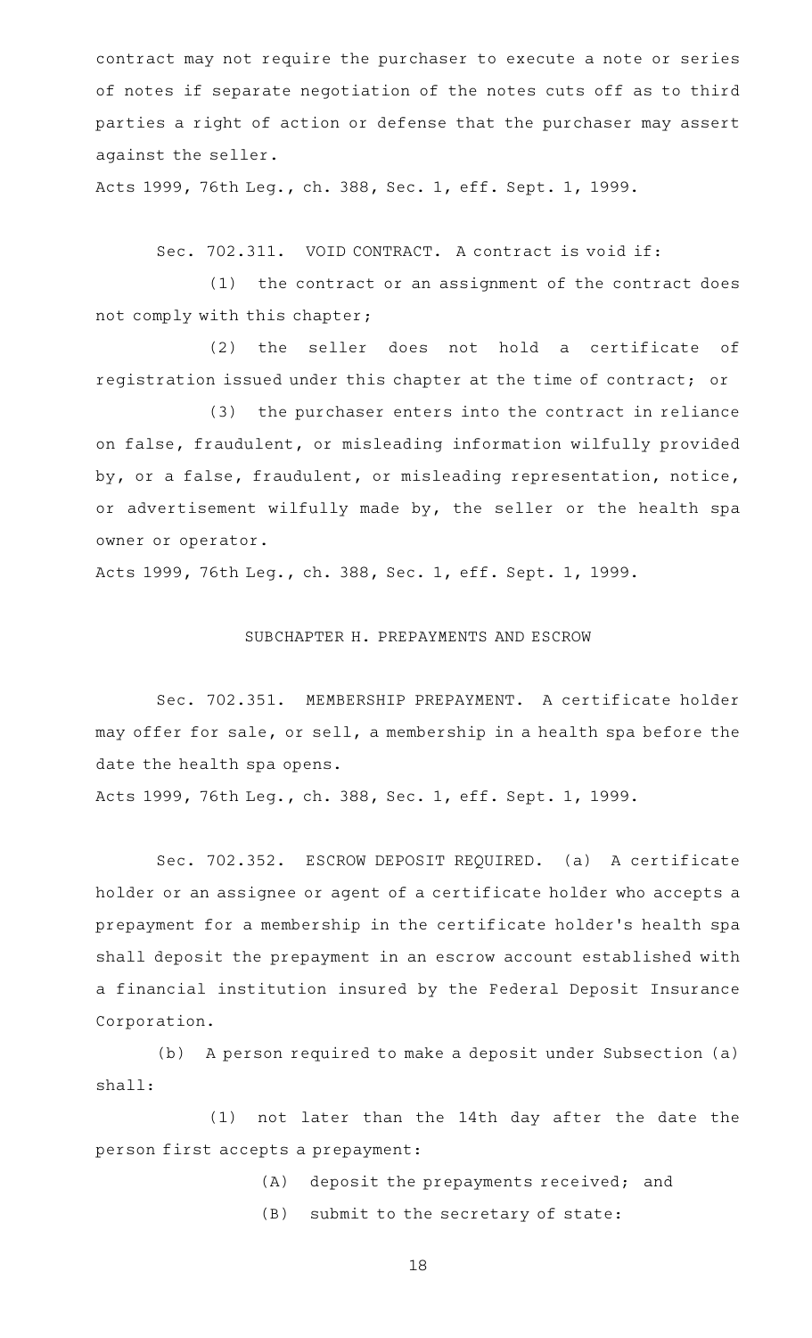contract may not require the purchaser to execute a note or series of notes if separate negotiation of the notes cuts off as to third parties a right of action or defense that the purchaser may assert against the seller.

Acts 1999, 76th Leg., ch. 388, Sec. 1, eff. Sept. 1, 1999.

Sec. 702.311. VOID CONTRACT. A contract is void if:

(1) the contract or an assignment of the contract does not comply with this chapter;

(2) the seller does not hold a certificate of registration issued under this chapter at the time of contract; or

(3) the purchaser enters into the contract in reliance on false, fraudulent, or misleading information wilfully provided by, or a false, fraudulent, or misleading representation, notice, or advertisement wilfully made by, the seller or the health spa owner or operator.

Acts 1999, 76th Leg., ch. 388, Sec. 1, eff. Sept. 1, 1999.

## SUBCHAPTER H. PREPAYMENTS AND ESCROW

Sec. 702.351. MEMBERSHIP PREPAYMENT. A certificate holder may offer for sale, or sell, a membership in a health spa before the date the health spa opens.

Acts 1999, 76th Leg., ch. 388, Sec. 1, eff. Sept. 1, 1999.

Sec. 702.352. ESCROW DEPOSIT REQUIRED. (a) A certificate holder or an assignee or agent of a certificate holder who accepts a prepayment for a membership in the certificate holder's health spa shall deposit the prepayment in an escrow account established with a financial institution insured by the Federal Deposit Insurance Corporation.

(b) A person required to make a deposit under Subsection (a) shall:

(1) not later than the 14th day after the date the person first accepts a prepayment:

(A) deposit the prepayments received; and

(B) submit to the secretary of state: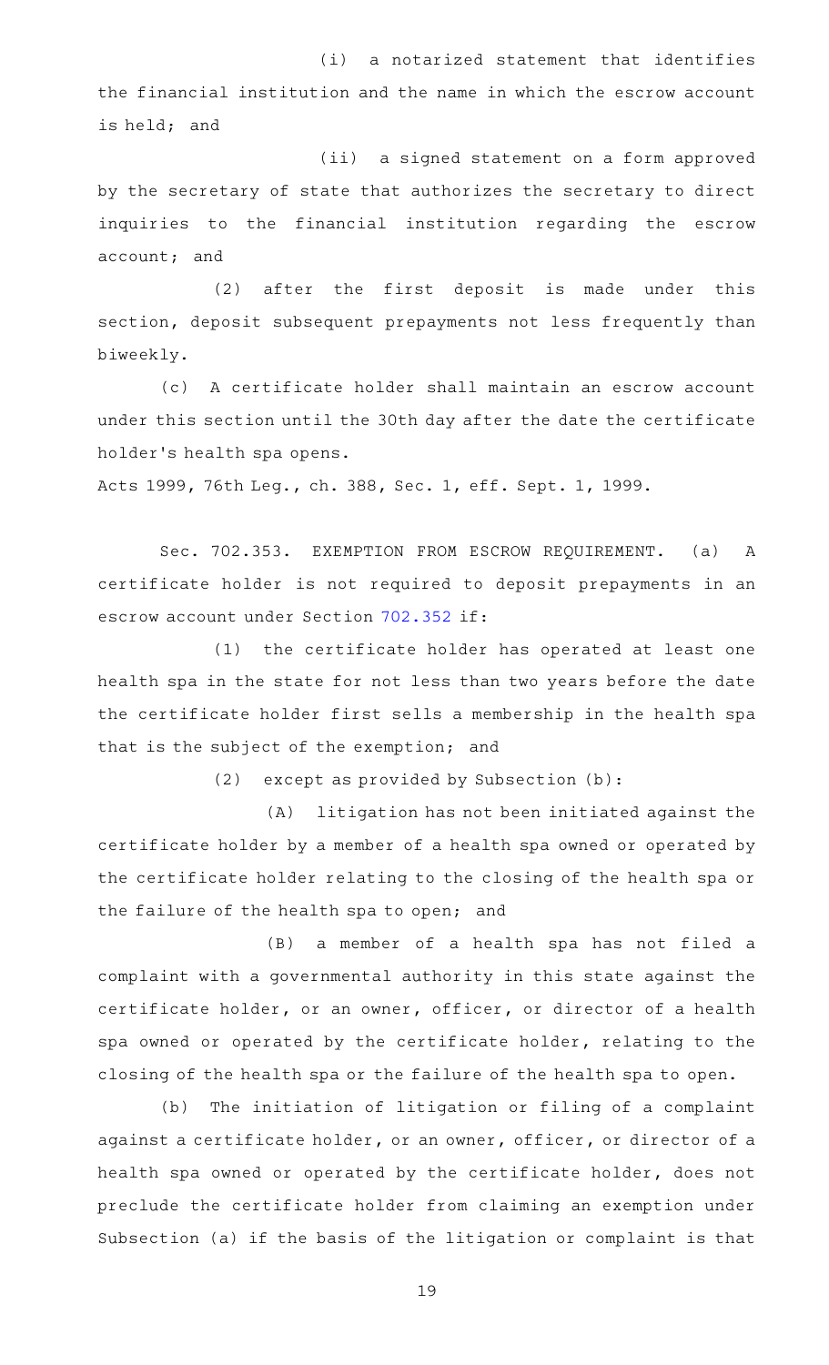(i) a notarized statement that identifies the financial institution and the name in which the escrow account is held; and

(ii) a signed statement on a form approved by the secretary of state that authorizes the secretary to direct inquiries to the financial institution regarding the escrow account; and

(2) after the first deposit is made under this section, deposit subsequent prepayments not less frequently than biweekly.

(c) A certificate holder shall maintain an escrow account under this section until the 30th day after the date the certificate holder's health spa opens.

Acts 1999, 76th Leg., ch. 388, Sec. 1, eff. Sept. 1, 1999.

Sec. 702.353. EXEMPTION FROM ESCROW REQUIREMENT. (a) A certificate holder is not required to deposit prepayments in an escrow account under Section 702.352 if:

(1) the certificate holder has operated at least one health spa in the state for not less than two years before the date the certificate holder first sells a membership in the health spa that is the subject of the exemption; and

(2) except as provided by Subsection (b):

(A) litigation has not been initiated against the certificate holder by a member of a health spa owned or operated by the certificate holder relating to the closing of the health spa or the failure of the health spa to open; and

(B) a member of a health spa has not filed a complaint with a governmental authority in this state against the certificate holder, or an owner, officer, or director of a health spa owned or operated by the certificate holder, relating to the closing of the health spa or the failure of the health spa to open.

(b) The initiation of litigation or filing of a complaint against a certificate holder, or an owner, officer, or director of a health spa owned or operated by the certificate holder, does not preclude the certificate holder from claiming an exemption under Subsection (a) if the basis of the litigation or complaint is that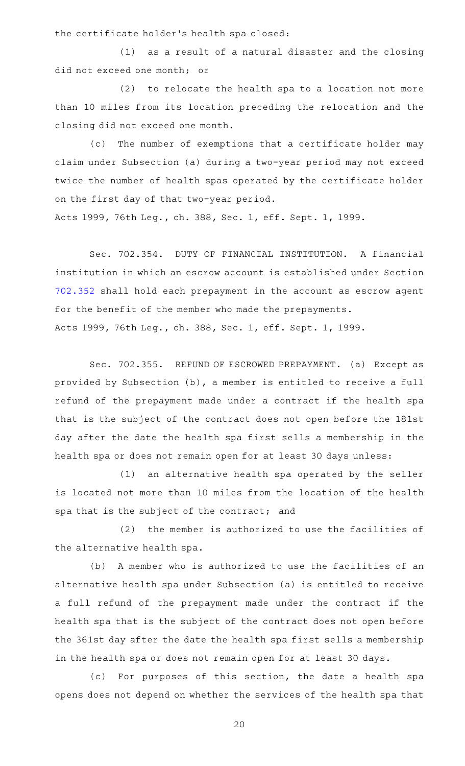the certificate holder's health spa closed:

(1) as a result of a natural disaster and the closing did not exceed one month; or

(2) to relocate the health spa to a location not more than 10 miles from its location preceding the relocation and the closing did not exceed one month.

(c) The number of exemptions that a certificate holder may claim under Subsection (a) during a two-year period may not exceed twice the number of health spas operated by the certificate holder on the first day of that two-year period.

Acts 1999, 76th Leg., ch. 388, Sec. 1, eff. Sept. 1, 1999.

Sec. 702.354. DUTY OF FINANCIAL INSTITUTION. A financial institution in which an escrow account is established under Section 702.352 shall hold each prepayment in the account as escrow agent for the benefit of the member who made the prepayments.

Acts 1999, 76th Leg., ch. 388, Sec. 1, eff. Sept. 1, 1999.

Sec. 702.355. REFUND OF ESCROWED PREPAYMENT. (a) Except as provided by Subsection (b), a member is entitled to receive a full refund of the prepayment made under a contract if the health spa that is the subject of the contract does not open before the 181st day after the date the health spa first sells a membership in the health spa or does not remain open for at least 30 days unless:

(1) an alternative health spa operated by the seller is located not more than 10 miles from the location of the health spa that is the subject of the contract; and

(2) the member is authorized to use the facilities of the alternative health spa.

(b) A member who is authorized to use the facilities of an alternative health spa under Subsection (a) is entitled to receive a full refund of the prepayment made under the contract if the health spa that is the subject of the contract does not open before the 361st day after the date the health spa first sells a membership in the health spa or does not remain open for at least 30 days.

(c) For purposes of this section, the date a health spa opens does not depend on whether the services of the health spa that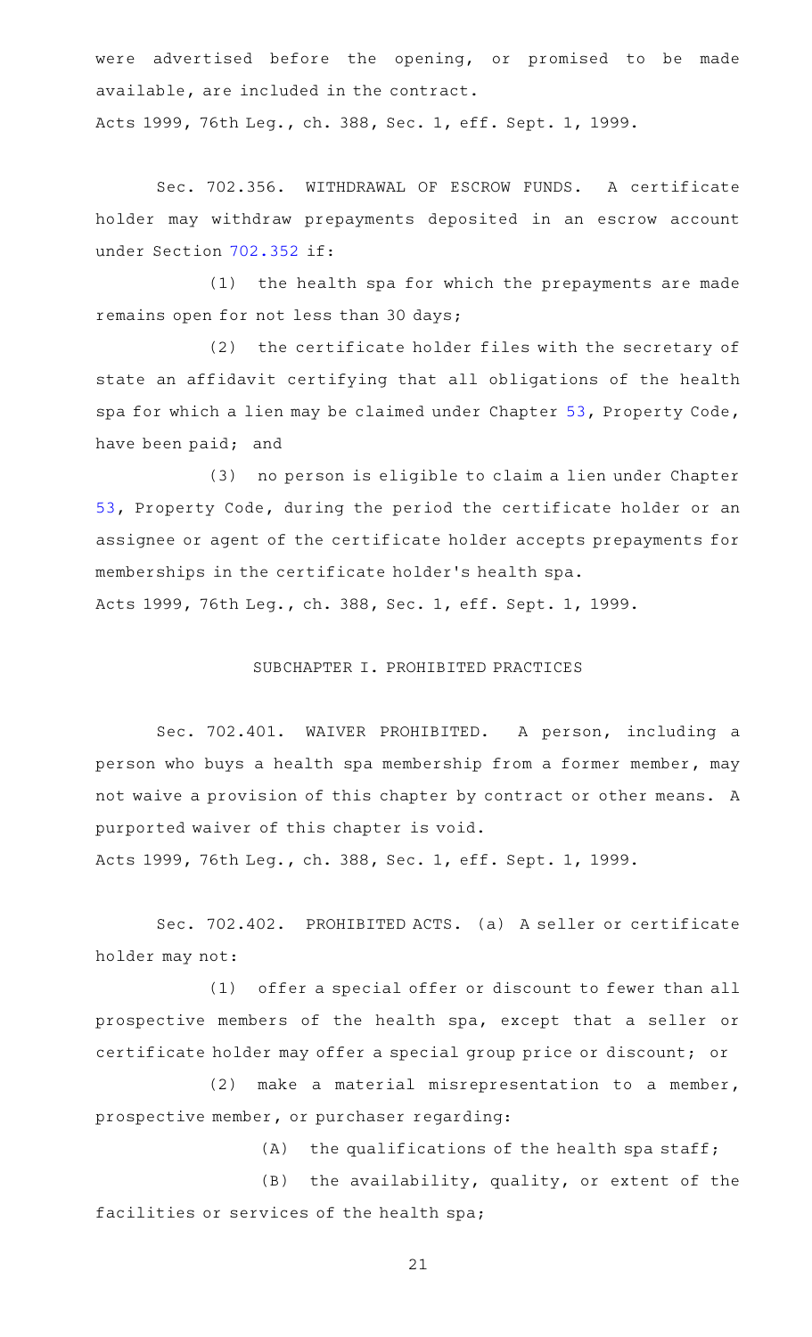were advertised before the opening, or promised to be made available, are included in the contract.

Acts 1999, 76th Leg., ch. 388, Sec. 1, eff. Sept. 1, 1999.

Sec. 702.356. WITHDRAWAL OF ESCROW FUNDS. A certificate holder may withdraw prepayments deposited in an escrow account under Section 702.352 if:

(1) the health spa for which the prepayments are made remains open for not less than 30 days;

(2) the certificate holder files with the secretary of state an affidavit certifying that all obligations of the health spa for which a lien may be claimed under Chapter 53, Property Code, have been paid; and

(3) no person is eligible to claim a lien under Chapter 53, Property Code, during the period the certificate holder or an assignee or agent of the certificate holder accepts prepayments for memberships in the certificate holder's health spa.

Acts 1999, 76th Leg., ch. 388, Sec. 1, eff. Sept. 1, 1999.

SUBCHAPTER I. PROHIBITED PRACTICES

Sec. 702.401. WAIVER PROHIBITED. A person, including a person who buys a health spa membership from a former member, may not waive a provision of this chapter by contract or other means. A purported waiver of this chapter is void.

Acts 1999, 76th Leg., ch. 388, Sec. 1, eff. Sept. 1, 1999.

Sec. 702.402. PROHIBITED ACTS. (a) A seller or certificate holder may not:

(1) offer a special offer or discount to fewer than all prospective members of the health spa, except that a seller or certificate holder may offer a special group price or discount; or

(2) make a material misrepresentation to a member, prospective member, or purchaser regarding:

(A) the qualifications of the health spa staff;

(B) the availability, quality, or extent of the facilities or services of the health spa;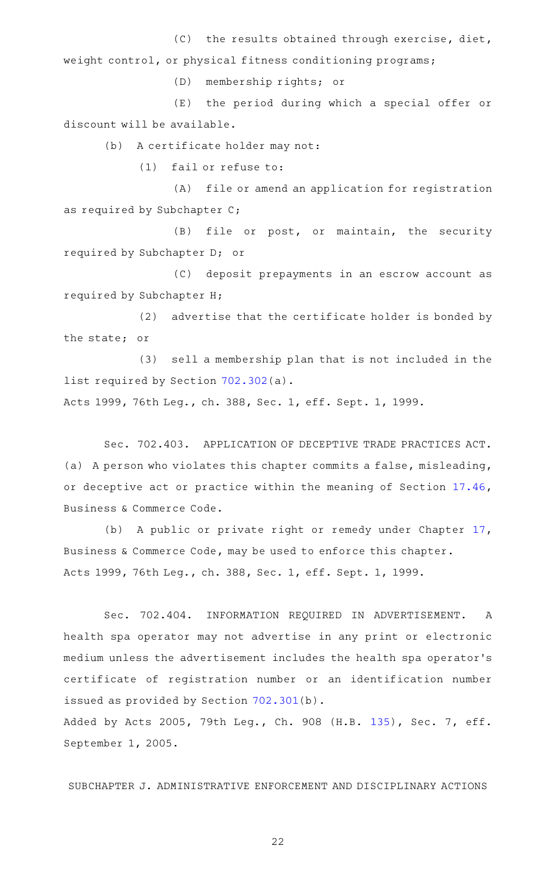(C) the results obtained through exercise, diet, weight control, or physical fitness conditioning programs;

(D) membership rights; or

(E) the period during which a special offer or discount will be available.

(b) A certificate holder may not:

(1) fail or refuse to:

(A) file or amend an application for registration as required by Subchapter C;

(B) file or post, or maintain, the security required by Subchapter D; or

(C) deposit prepayments in an escrow account as required by Subchapter H;

(2) advertise that the certificate holder is bonded by the state; or

(3) sell a membership plan that is not included in the list required by Section 702.302(a).

Acts 1999, 76th Leg., ch. 388, Sec. 1, eff. Sept. 1, 1999.

Sec. 702.403. APPLICATION OF DECEPTIVE TRADE PRACTICES ACT. (a) A person who violates this chapter commits a false, misleading, or deceptive act or practice within the meaning of Section 17.46, Business & Commerce Code.

(b) A public or private right or remedy under Chapter 17, Business & Commerce Code, may be used to enforce this chapter.

Acts 1999, 76th Leg., ch. 388, Sec. 1, eff. Sept. 1, 1999.

Sec. 702.404. INFORMATION REQUIRED IN ADVERTISEMENT. A health spa operator may not advertise in any print or electronic medium unless the advertisement includes the health spa operator's certificate of registration number or an identification number issued as provided by Section 702.301(b).

Added by Acts 2005, 79th Leg., Ch. 908 (H.B. 135), Sec. 7, eff. September 1, 2005.

SUBCHAPTER J. ADMINISTRATIVE ENFORCEMENT AND DISCIPLINARY ACTIONS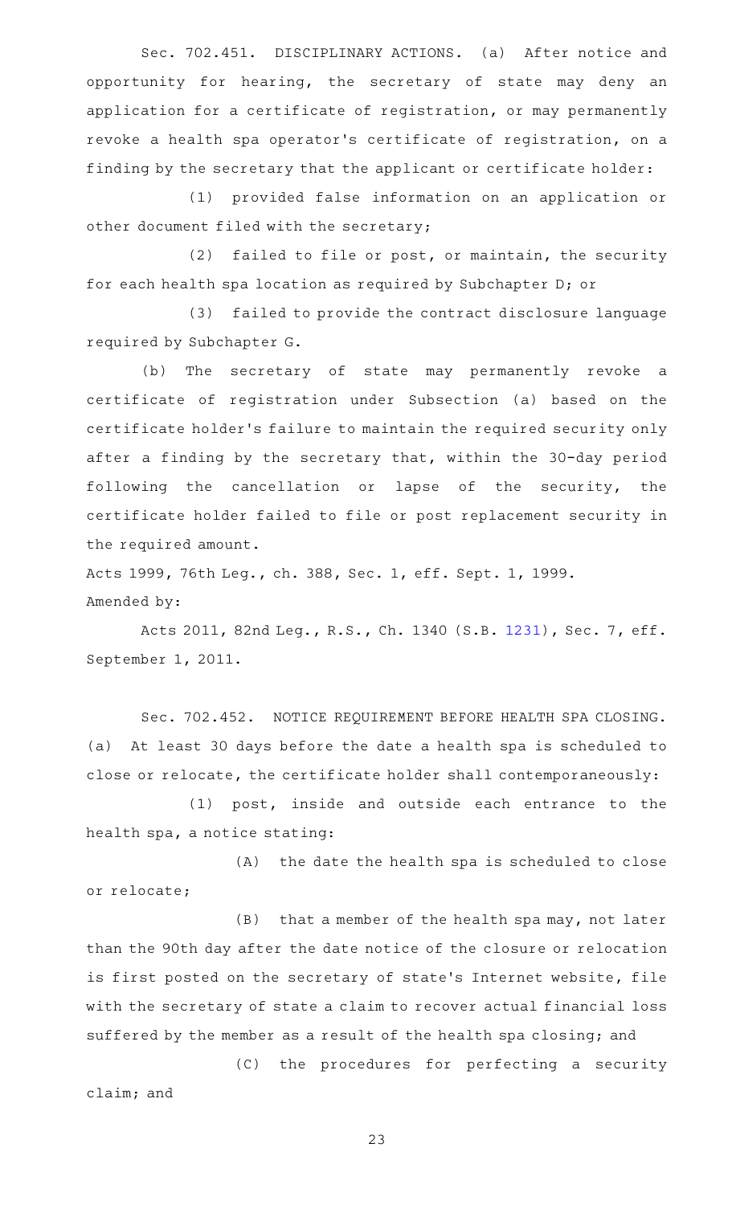Sec. 702.451. DISCIPLINARY ACTIONS. (a) After notice and opportunity for hearing, the secretary of state may deny an application for a certificate of registration, or may permanently revoke a health spa operator's certificate of registration, on a finding by the secretary that the applicant or certificate holder:

(1) provided false information on an application or other document filed with the secretary;

(2) failed to file or post, or maintain, the security for each health spa location as required by Subchapter D; or

(3) failed to provide the contract disclosure language required by Subchapter G.

(b) The secretary of state may permanently revoke a certificate of registration under Subsection (a) based on the certificate holder's failure to maintain the required security only after a finding by the secretary that, within the 30-day period following the cancellation or lapse of the security, the certificate holder failed to file or post replacement security in the required amount.

Acts 1999, 76th Leg., ch. 388, Sec. 1, eff. Sept. 1, 1999.

Amended by:

Acts 2011, 82nd Leg., R.S., Ch. 1340 (S.B. 1231), Sec. 7, eff. September 1, 2011.

Sec. 702.452. NOTICE REQUIREMENT BEFORE HEALTH SPA CLOSING. (a) At least 30 days before the date a health spa is scheduled to close or relocate, the certificate holder shall contemporaneously:

(1) post, inside and outside each entrance to the health spa, a notice stating:

(A) the date the health spa is scheduled to close or relocate;

(B) that a member of the health spa may, not later than the 90th day after the date notice of the closure or relocation is first posted on the secretary of state's Internet website, file with the secretary of state a claim to recover actual financial loss suffered by the member as a result of the health spa closing; and

(C) the procedures for perfecting a security claim; and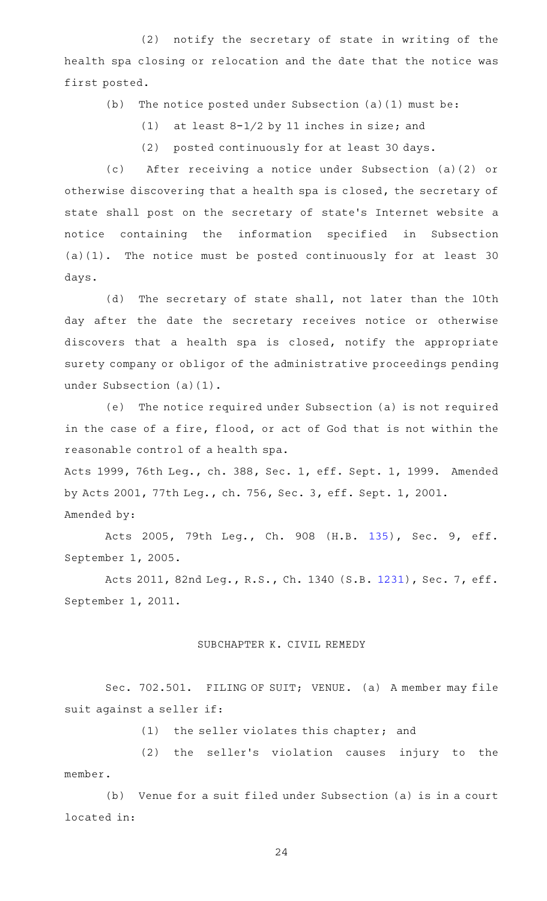(2) notify the secretary of state in writing of the health spa closing or relocation and the date that the notice was first posted.

(b) The notice posted under Subsection (a)(1) must be:

(1) at least 8-1/2 by 11 inches in size; and

(2) posted continuously for at least 30 days.

(c) After receiving a notice under Subsection (a)(2) or otherwise discovering that a health spa is closed, the secretary of state shall post on the secretary of state's Internet website a notice containing the information specified in Subsection (a)(1). The notice must be posted continuously for at least 30 days.

(d) The secretary of state shall, not later than the 10th day after the date the secretary receives notice or otherwise discovers that a health spa is closed, notify the appropriate surety company or obligor of the administrative proceedings pending under Subsection (a)(1).

(e) The notice required under Subsection (a) is not required in the case of a fire, flood, or act of God that is not within the reasonable control of a health spa.

Acts 1999, 76th Leg., ch. 388, Sec. 1, eff. Sept. 1, 1999. Amended by Acts 2001, 77th Leg., ch. 756, Sec. 3, eff. Sept. 1, 2001.

Amended by:

Acts 2005, 79th Leg., Ch. 908 (H.B. 135), Sec. 9, eff. September 1, 2005.

Acts 2011, 82nd Leg., R.S., Ch. 1340 (S.B. 1231), Sec. 7, eff. September 1, 2011.

## SUBCHAPTER K. CIVIL REMEDY

Sec. 702.501. FILING OF SUIT; VENUE. (a) A member may file suit against a seller if:

(1) the seller violates this chapter; and

(2) the seller's violation causes injury to the member.

(b) Venue for a suit filed under Subsection (a) is in a court located in: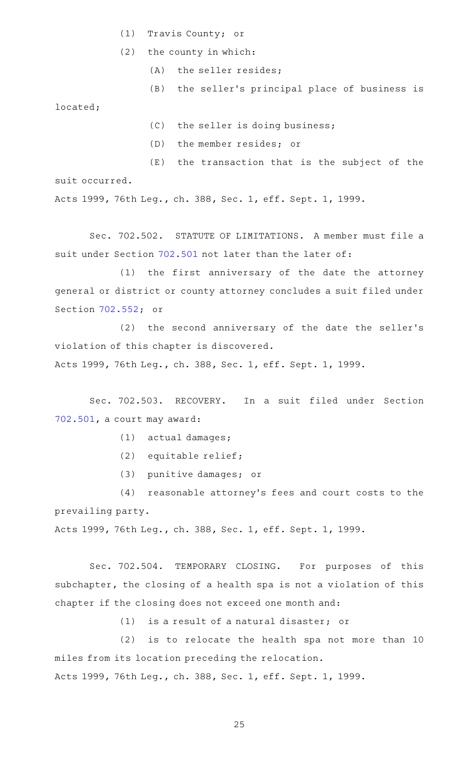(1) Travis County; or

(2) the county in which:

(A) the seller resides;

(B) the seller's principal place of business is located;

(C) the seller is doing business;

(D) the member resides; or

(E) the transaction that is the subject of the suit occurred.

Acts 1999, 76th Leg., ch. 388, Sec. 1, eff. Sept. 1, 1999.

Sec. 702.502. STATUTE OF LIMITATIONS. A member must file a suit under Section 702.501 not later than the later of:

(1) the first anniversary of the date the attorney general or district or county attorney concludes a suit filed under Section 702.552; or

(2) the second anniversary of the date the seller's violation of this chapter is discovered.

Acts 1999, 76th Leg., ch. 388, Sec. 1, eff. Sept. 1, 1999.

Sec. 702.503. RECOVERY. In a suit filed under Section 702.501, a court may award:

(1) actual damages;

(2) equitable relief;

(3) punitive damages; or

(4) reasonable attorney's fees and court costs to the prevailing party.

Acts 1999, 76th Leg., ch. 388, Sec. 1, eff. Sept. 1, 1999.

Sec. 702.504. TEMPORARY CLOSING. For purposes of this subchapter, the closing of a health spa is not a violation of this chapter if the closing does not exceed one month and:

(1) is a result of a natural disaster; or

(2) is to relocate the health spa not more than 10 miles from its location preceding the relocation.

Acts 1999, 76th Leg., ch. 388, Sec. 1, eff. Sept. 1, 1999.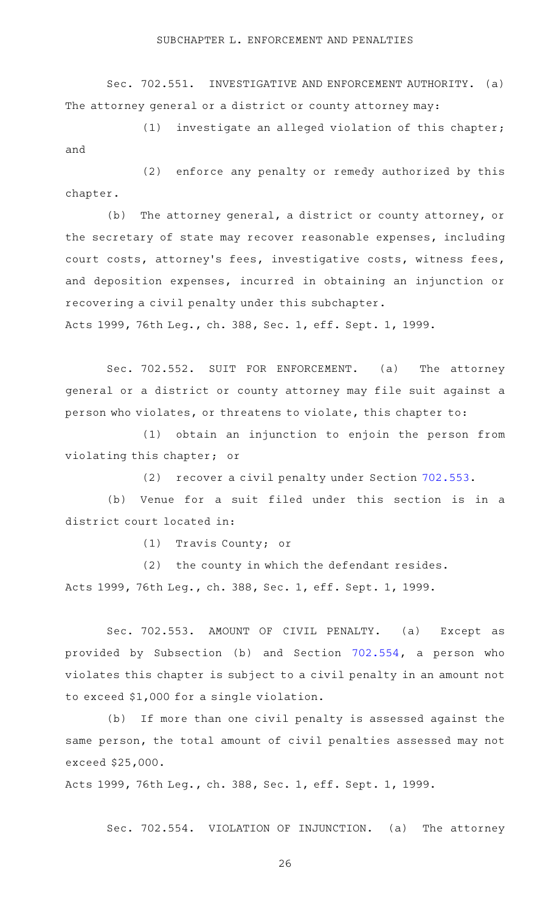## SUBCHAPTER L. ENFORCEMENT AND PENALTIES

Sec. 702.551. INVESTIGATIVE AND ENFORCEMENT AUTHORITY. (a) The attorney general or a district or county attorney may:

(1) investigate an alleged violation of this chapter; and

(2) enforce any penalty or remedy authorized by this chapter.

(b) The attorney general, a district or county attorney, or the secretary of state may recover reasonable expenses, including court costs, attorney's fees, investigative costs, witness fees, and deposition expenses, incurred in obtaining an injunction or recovering a civil penalty under this subchapter.

Acts 1999, 76th Leg., ch. 388, Sec. 1, eff. Sept. 1, 1999.

Sec. 702.552. SUIT FOR ENFORCEMENT. (a) The attorney general or a district or county attorney may file suit against a person who violates, or threatens to violate, this chapter to:

(1) obtain an injunction to enjoin the person from violating this chapter; or

(2) recover a civil penalty under Section 702.553.

(b) Venue for a suit filed under this section is in a district court located in:

(1) Travis County; or

(2) the county in which the defendant resides.

Acts 1999, 76th Leg., ch. 388, Sec. 1, eff. Sept. 1, 1999.

Sec. 702.553. AMOUNT OF CIVIL PENALTY. (a) Except as provided by Subsection (b) and Section 702.554, a person who violates this chapter is subject to a civil penalty in an amount not to exceed $1,000 for a single violation.

(b) If more than one civil penalty is assessed against the same person, the total amount of civil penalties assessed may not exceed $25,000.

Acts 1999, 76th Leg., ch. 388, Sec. 1, eff. Sept. 1, 1999.

Sec. 702.554. VIOLATION OF INJUNCTION. (a) The attorney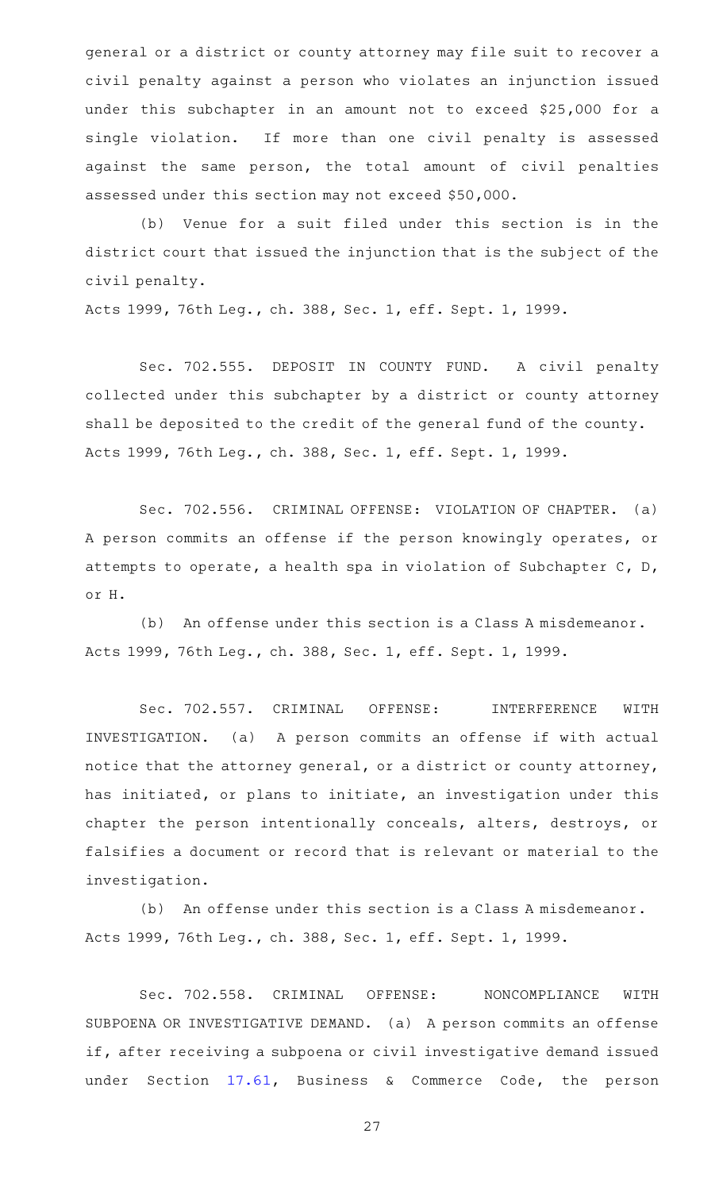general or a district or county attorney may file suit to recover a civil penalty against a person who violates an injunction issued under this subchapter in an amount not to exceed $25,000 for a single violation. If more than one civil penalty is assessed against the same person, the total amount of civil penalties assessed under this section may not exceed $50,000.

(b) Venue for a suit filed under this section is in the district court that issued the injunction that is the subject of the civil penalty.

Acts 1999, 76th Leg., ch. 388, Sec. 1, eff. Sept. 1, 1999.

Sec. 702.555. DEPOSIT IN COUNTY FUND. A civil penalty collected under this subchapter by a district or county attorney shall be deposited to the credit of the general fund of the county.

Acts 1999, 76th Leg., ch. 388, Sec. 1, eff. Sept. 1, 1999.

Sec. 702.556. CRIMINAL OFFENSE: VIOLATION OF CHAPTER. (a) A person commits an offense if the person knowingly operates, or attempts to operate, a health spa in violation of Subchapter C, D, or H.

(b) An offense under this section is a Class A misdemeanor.

Acts 1999, 76th Leg., ch. 388, Sec. 1, eff. Sept. 1, 1999.

Sec. 702.557. CRIMINAL OFFENSE: INTERFERENCE WITH INVESTIGATION. (a) A person commits an offense if with actual notice that the attorney general, or a district or county attorney, has initiated, or plans to initiate, an investigation under this chapter the person intentionally conceals, alters, destroys, or falsifies a document or record that is relevant or material to the investigation.

(b) An offense under this section is a Class A misdemeanor.

Acts 1999, 76th Leg., ch. 388, Sec. 1, eff. Sept. 1, 1999.

Sec. 702.558. CRIMINAL OFFENSE: NONCOMPLIANCE WITH SUBPOENA OR INVESTIGATIVE DEMAND. (a) A person commits an offense if, after receiving a subpoena or civil investigative demand issued under Section 17.61, Business & Commerce Code, the person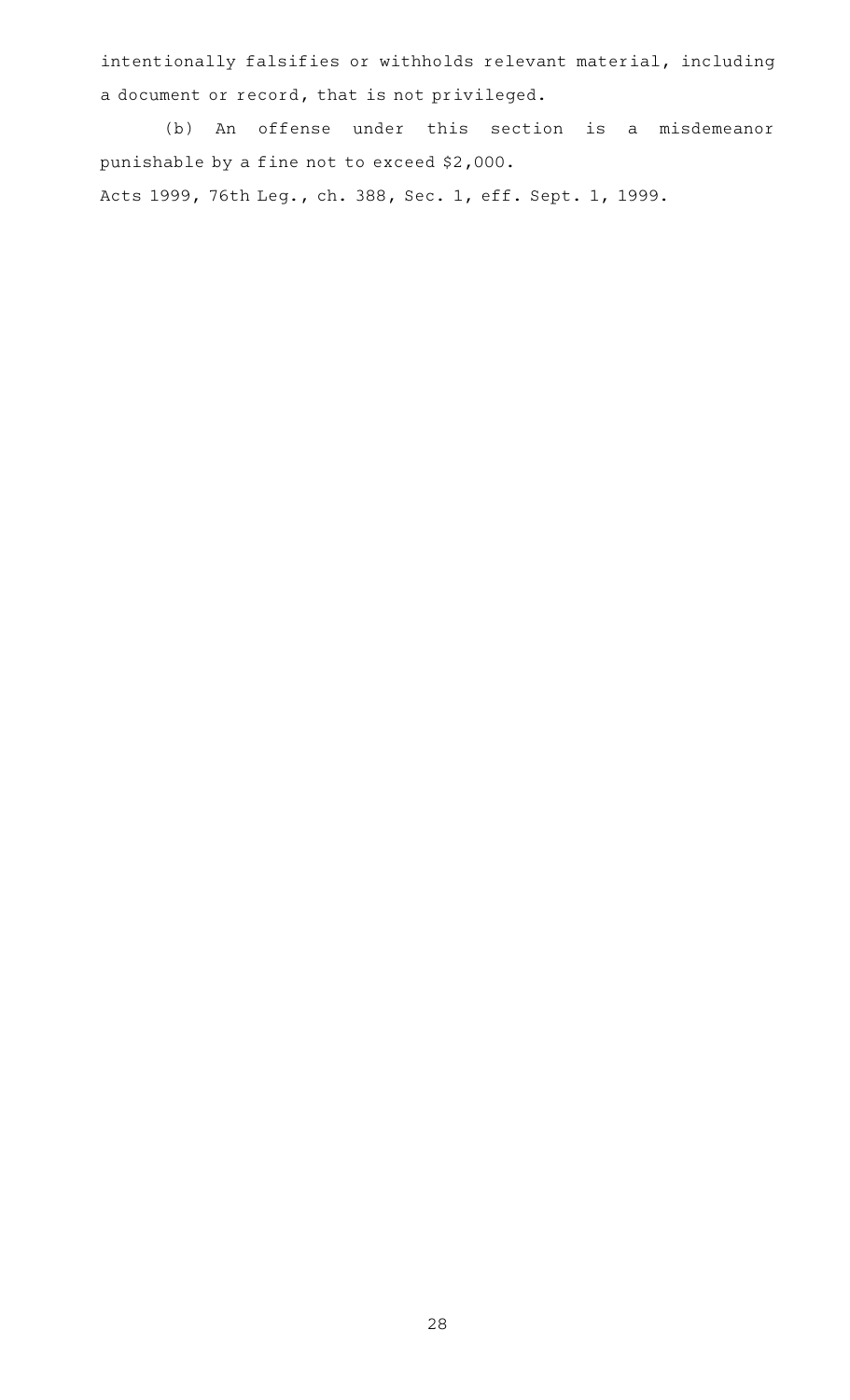intentionally falsifies or withholds relevant material, including a document or record, that is not privileged.

(b) An offense under this section is a misdemeanor punishable by a fine not to exceed $2,000.

Acts 1999, 76th Leg., ch. 388, Sec. 1, eff. Sept. 1, 1999.